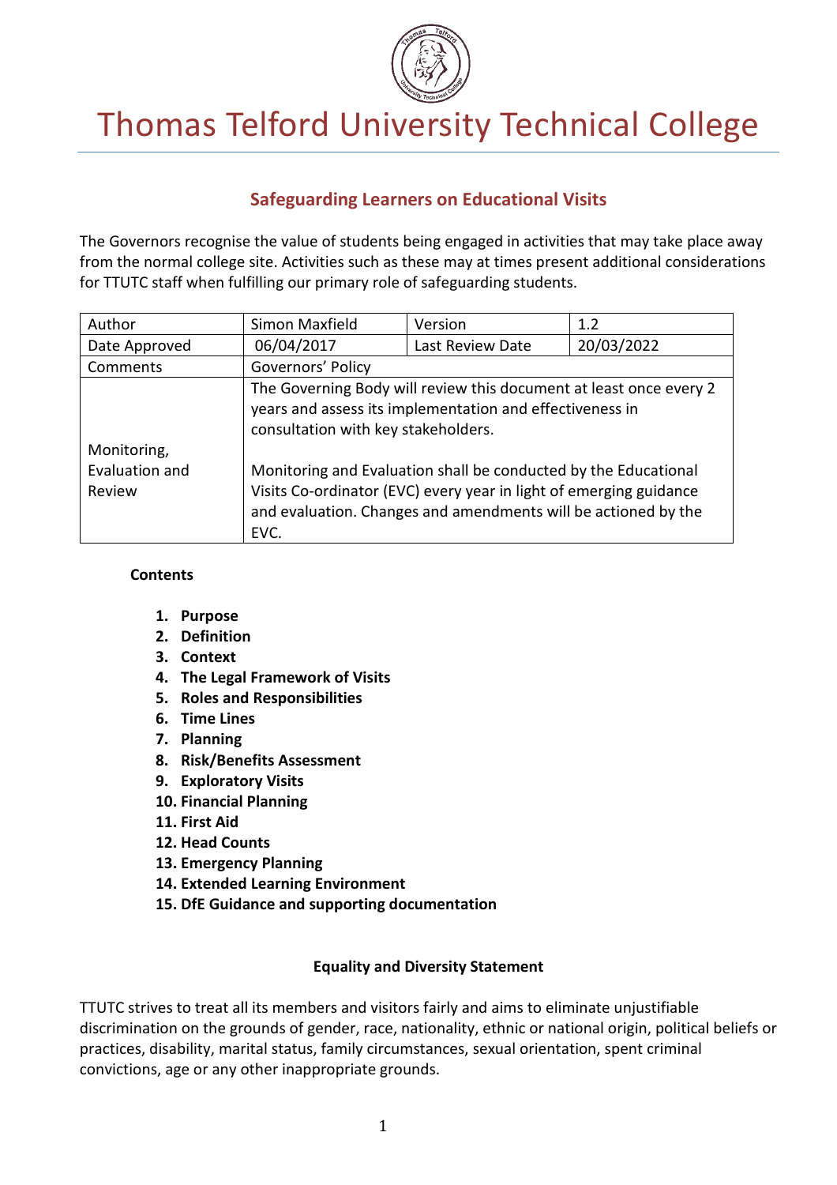# Thomas Telford University Technical College

## Safeguarding Learners on Educational Visits

The Governors recognise the value of students being engaged in activities that may take place away from the normal college site. Activities such as these may at times present additional considerations for TTUTC staff when fulfilling our primary role of safeguarding students.

| Author | Simon Maxfield | Version | 1.2 |
|---|---|---|---|
| Date Approved | 06/04/2017 | Last Review Date | 20/03/2022 |
| Comments | Governors' Policy | | |
| Monitoring, Evaluation and Review | The Governing Body will review this document at least once every 2 years and assess its implementation and effectiveness in consultation with key stakeholders.<br><br>Monitoring and Evaluation shall be conducted by the Educational Visits Co-ordinator (EVC) every year in light of emerging guidance and evaluation. Changes and amendments will be actioned by the EVC. | | |

**Contents**

1. **Purpose**
2. **Definition**
3. **Context**
4. **The Legal Framework of Visits**
5. **Roles and Responsibilities**
6. **Time Lines**
7. **Planning**
8. **Risk/Benefits Assessment**
9. **Exploratory Visits**
10. **Financial Planning**
11. **First Aid**
12. **Head Counts**
13. **Emergency Planning**
14. **Extended Learning Environment**
15. **DfE Guidance and supporting documentation**

**Equality and Diversity Statement**

TTUTC strives to treat all its members and visitors fairly and aims to eliminate unjustifiable discrimination on the grounds of gender, race, nationality, ethnic or national origin, political beliefs or practices, disability, marital status, family circumstances, sexual orientation, spent criminal convictions, age or any other inappropriate grounds.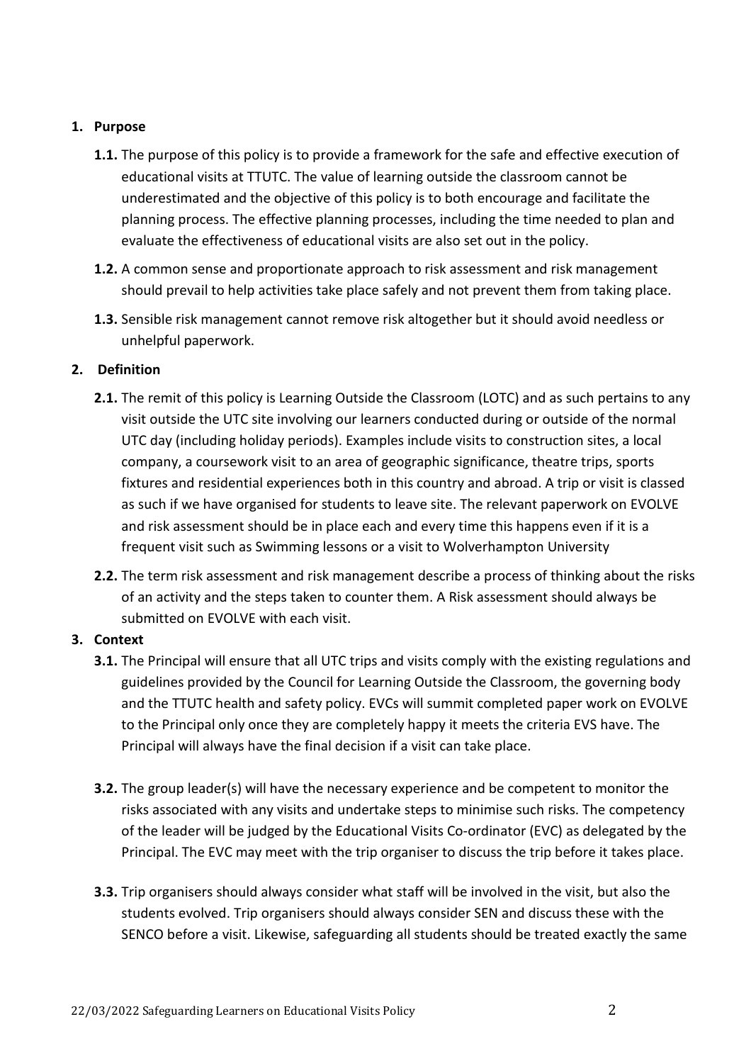1. **Purpose**

   **1.1.** The purpose of this policy is to provide a framework for the safe and effective execution of educational visits at TTUTC. The value of learning outside the classroom cannot be underestimated and the objective of this policy is to both encourage and facilitate the planning process. The effective planning processes, including the time needed to plan and evaluate the effectiveness of educational visits are also set out in the policy.

   **1.2.** A common sense and proportionate approach to risk assessment and risk management should prevail to help activities take place safely and not prevent them from taking place.

   **1.3.** Sensible risk management cannot remove risk altogether but it should avoid needless or unhelpful paperwork.

2. **Definition**

   **2.1.** The remit of this policy is Learning Outside the Classroom (LOTC) and as such pertains to any visit outside the UTC site involving our learners conducted during or outside of the normal UTC day (including holiday periods). Examples include visits to construction sites, a local company, a coursework visit to an area of geographic significance, theatre trips, sports fixtures and residential experiences both in this country and abroad. A trip or visit is classed as such if we have organised for students to leave site. The relevant paperwork on EVOLVE and risk assessment should be in place each and every time this happens even if it is a frequent visit such as Swimming lessons or a visit to Wolverhampton University

   **2.2.** The term risk assessment and risk management describe a process of thinking about the risks of an activity and the steps taken to counter them. A Risk assessment should always be submitted on EVOLVE with each visit.

3. **Context**

   **3.1.** The Principal will ensure that all UTC trips and visits comply with the existing regulations and guidelines provided by the Council for Learning Outside the Classroom, the governing body and the TTUTC health and safety policy. EVCs will summit completed paper work on EVOLVE to the Principal only once they are completely happy it meets the criteria EVS have. The Principal will always have the final decision if a visit can take place.

   **3.2.** The group leader(s) will have the necessary experience and be competent to monitor the risks associated with any visits and undertake steps to minimise such risks. The competency of the leader will be judged by the Educational Visits Co-ordinator (EVC) as delegated by the Principal. The EVC may meet with the trip organiser to discuss the trip before it takes place.

   **3.3.** Trip organisers should always consider what staff will be involved in the visit, but also the students evolved. Trip organisers should always consider SEN and discuss these with the SENCO before a visit. Likewise, safeguarding all students should be treated exactly the same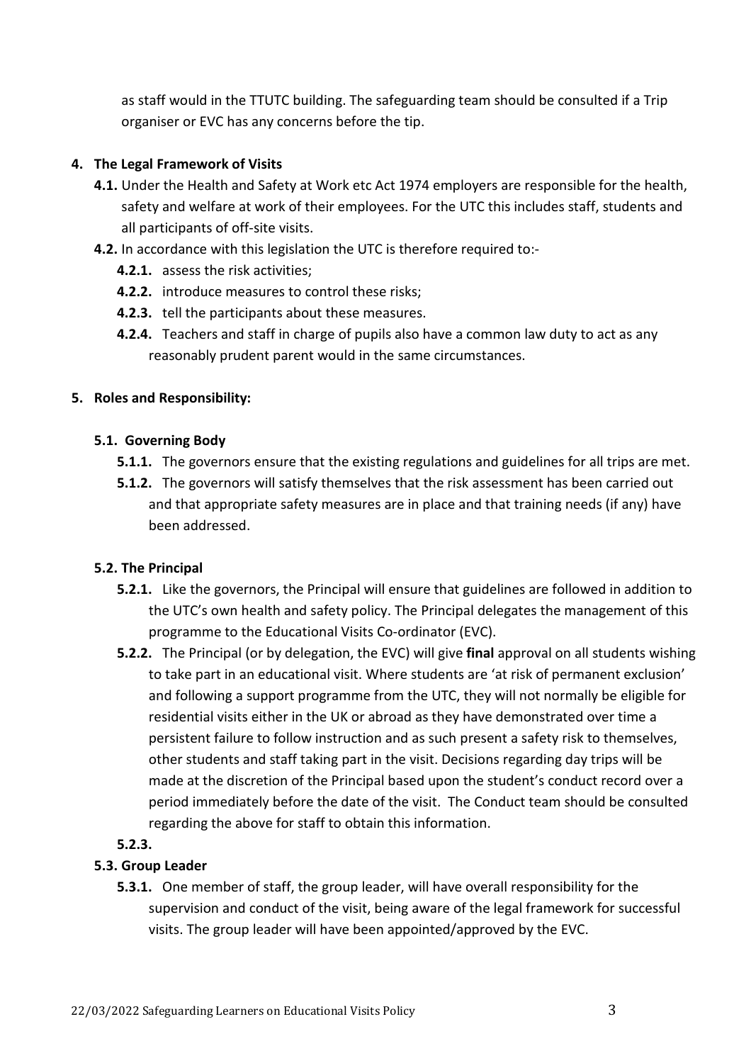as staff would in the TTUTC building. The safeguarding team should be consulted if a Trip organiser or EVC has any concerns before the tip.

## 4. The Legal Framework of Visits

**4.1.** Under the Health and Safety at Work etc Act 1974 employers are responsible for the health, safety and welfare at work of their employees. For the UTC this includes staff, students and all participants of off-site visits.

**4.2.** In accordance with this legislation the UTC is therefore required to:-

**4.2.1.** assess the risk activities;

**4.2.2.** introduce measures to control these risks;

**4.2.3.** tell the participants about these measures.

**4.2.4.** Teachers and staff in charge of pupils also have a common law duty to act as any reasonably prudent parent would in the same circumstances.

## 5. Roles and Responsibility:

### 5.1. Governing Body

**5.1.1.** The governors ensure that the existing regulations and guidelines for all trips are met.

**5.1.2.** The governors will satisfy themselves that the risk assessment has been carried out and that appropriate safety measures are in place and that training needs (if any) have been addressed.

### 5.2. The Principal

**5.2.1.** Like the governors, the Principal will ensure that guidelines are followed in addition to the UTC's own health and safety policy. The Principal delegates the management of this programme to the Educational Visits Co-ordinator (EVC).

**5.2.2.** The Principal (or by delegation, the EVC) will give **final** approval on all students wishing to take part in an educational visit. Where students are 'at risk of permanent exclusion' and following a support programme from the UTC, they will not normally be eligible for residential visits either in the UK or abroad as they have demonstrated over time a persistent failure to follow instruction and as such present a safety risk to themselves, other students and staff taking part in the visit. Decisions regarding day trips will be made at the discretion of the Principal based upon the student's conduct record over a period immediately before the date of the visit. The Conduct team should be consulted regarding the above for staff to obtain this information.

**5.2.3.**

### 5.3. Group Leader

**5.3.1.** One member of staff, the group leader, will have overall responsibility for the supervision and conduct of the visit, being aware of the legal framework for successful visits. The group leader will have been appointed/approved by the EVC.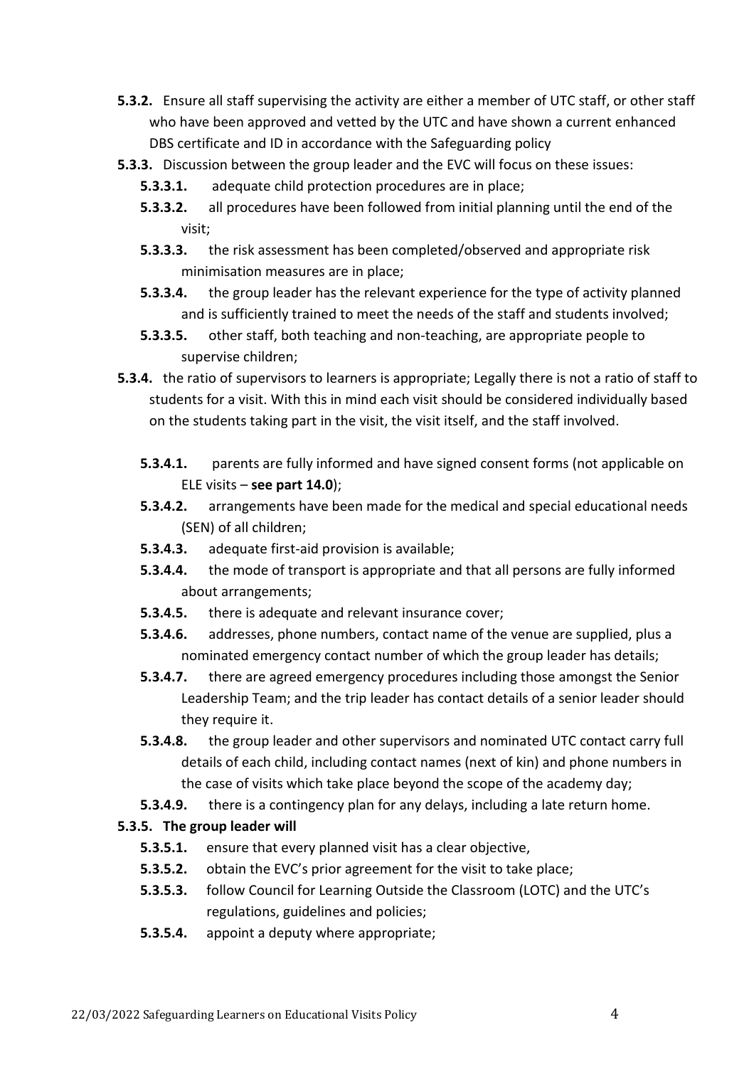**5.3.2.** Ensure all staff supervising the activity are either a member of UTC staff, or other staff who have been approved and vetted by the UTC and have shown a current enhanced DBS certificate and ID in accordance with the Safeguarding policy

**5.3.3.** Discussion between the group leader and the EVC will focus on these issues:

- **5.3.3.1.** adequate child protection procedures are in place;
- **5.3.3.2.** all procedures have been followed from initial planning until the end of the visit;
- **5.3.3.3.** the risk assessment has been completed/observed and appropriate risk minimisation measures are in place;
- **5.3.3.4.** the group leader has the relevant experience for the type of activity planned and is sufficiently trained to meet the needs of the staff and students involved;
- **5.3.3.5.** other staff, both teaching and non-teaching, are appropriate people to supervise children;

**5.3.4.** the ratio of supervisors to learners is appropriate; Legally there is not a ratio of staff to students for a visit. With this in mind each visit should be considered individually based on the students taking part in the visit, the visit itself, and the staff involved.

- **5.3.4.1.** parents are fully informed and have signed consent forms (not applicable on ELE visits – **see part 14.0**);
- **5.3.4.2.** arrangements have been made for the medical and special educational needs (SEN) of all children;
- **5.3.4.3.** adequate first-aid provision is available;
- **5.3.4.4.** the mode of transport is appropriate and that all persons are fully informed about arrangements;
- **5.3.4.5.** there is adequate and relevant insurance cover;
- **5.3.4.6.** addresses, phone numbers, contact name of the venue are supplied, plus a nominated emergency contact number of which the group leader has details;
- **5.3.4.7.** there are agreed emergency procedures including those amongst the Senior Leadership Team; and the trip leader has contact details of a senior leader should they require it.
- **5.3.4.8.** the group leader and other supervisors and nominated UTC contact carry full details of each child, including contact names (next of kin) and phone numbers in the case of visits which take place beyond the scope of the academy day;
- **5.3.4.9.** there is a contingency plan for any delays, including a late return home.

**5.3.5. The group leader will**

- **5.3.5.1.** ensure that every planned visit has a clear objective,
- **5.3.5.2.** obtain the EVC's prior agreement for the visit to take place;
- **5.3.5.3.** follow Council for Learning Outside the Classroom (LOTC) and the UTC's regulations, guidelines and policies;
- **5.3.5.4.** appoint a deputy where appropriate;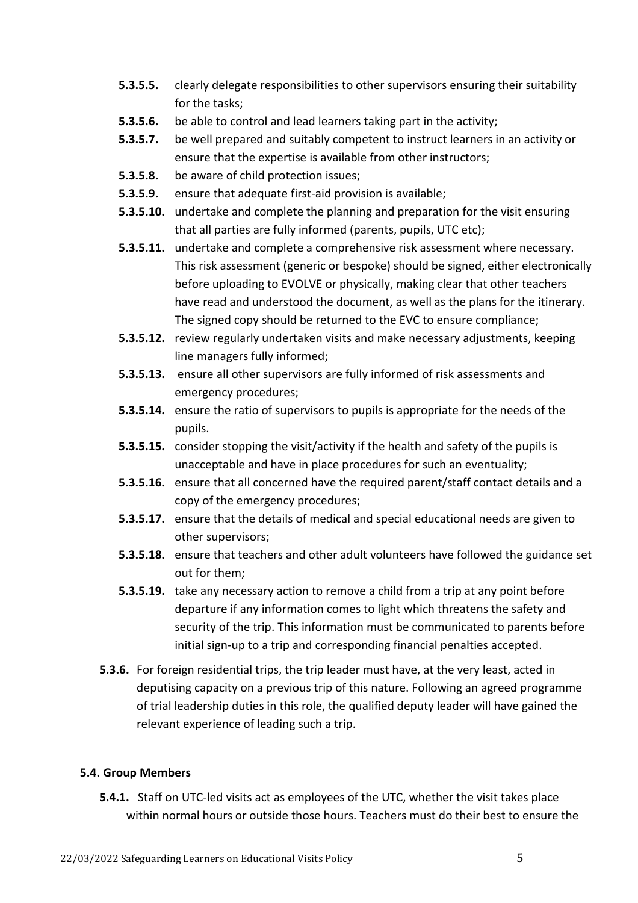- **5.3.5.5.** clearly delegate responsibilities to other supervisors ensuring their suitability for the tasks;
- **5.3.5.6.** be able to control and lead learners taking part in the activity;
- **5.3.5.7.** be well prepared and suitably competent to instruct learners in an activity or ensure that the expertise is available from other instructors;
- **5.3.5.8.** be aware of child protection issues;
- **5.3.5.9.** ensure that adequate first-aid provision is available;
- **5.3.5.10.** undertake and complete the planning and preparation for the visit ensuring that all parties are fully informed (parents, pupils, UTC etc);
- **5.3.5.11.** undertake and complete a comprehensive risk assessment where necessary. This risk assessment (generic or bespoke) should be signed, either electronically before uploading to EVOLVE or physically, making clear that other teachers have read and understood the document, as well as the plans for the itinerary. The signed copy should be returned to the EVC to ensure compliance;
- **5.3.5.12.** review regularly undertaken visits and make necessary adjustments, keeping line managers fully informed;
- **5.3.5.13.** ensure all other supervisors are fully informed of risk assessments and emergency procedures;
- **5.3.5.14.** ensure the ratio of supervisors to pupils is appropriate for the needs of the pupils.
- **5.3.5.15.** consider stopping the visit/activity if the health and safety of the pupils is unacceptable and have in place procedures for such an eventuality;
- **5.3.5.16.** ensure that all concerned have the required parent/staff contact details and a copy of the emergency procedures;
- **5.3.5.17.** ensure that the details of medical and special educational needs are given to other supervisors;
- **5.3.5.18.** ensure that teachers and other adult volunteers have followed the guidance set out for them;
- **5.3.5.19.** take any necessary action to remove a child from a trip at any point before departure if any information comes to light which threatens the safety and security of the trip. This information must be communicated to parents before initial sign-up to a trip and corresponding financial penalties accepted.

**5.3.6.** For foreign residential trips, the trip leader must have, at the very least, acted in deputising capacity on a previous trip of this nature. Following an agreed programme of trial leadership duties in this role, the qualified deputy leader will have gained the relevant experience of leading such a trip.

### 5.4. Group Members

**5.4.1.** Staff on UTC-led visits act as employees of the UTC, whether the visit takes place within normal hours or outside those hours. Teachers must do their best to ensure the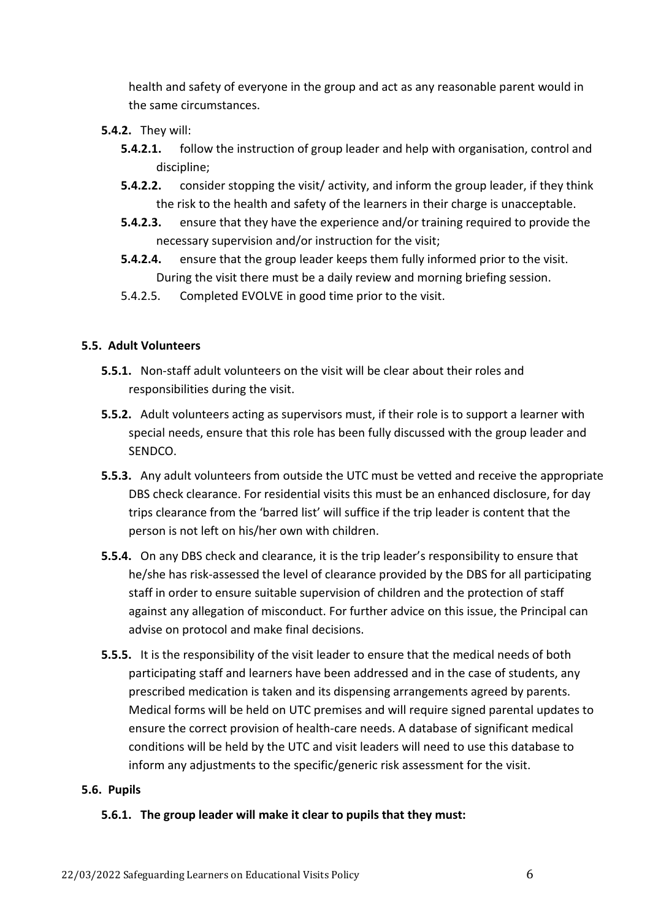health and safety of everyone in the group and act as any reasonable parent would in the same circumstances.

**5.4.2.** They will:

- **5.4.2.1.** follow the instruction of group leader and help with organisation, control and discipline;
- **5.4.2.2.** consider stopping the visit/ activity, and inform the group leader, if they think the risk to the health and safety of the learners in their charge is unacceptable.
- **5.4.2.3.** ensure that they have the experience and/or training required to provide the necessary supervision and/or instruction for the visit;
- **5.4.2.4.** ensure that the group leader keeps them fully informed prior to the visit. During the visit there must be a daily review and morning briefing session.
- 5.4.2.5. Completed EVOLVE in good time prior to the visit.

### 5.5. Adult Volunteers

**5.5.1.** Non-staff adult volunteers on the visit will be clear about their roles and responsibilities during the visit.

**5.5.2.** Adult volunteers acting as supervisors must, if their role is to support a learner with special needs, ensure that this role has been fully discussed with the group leader and SENDCO.

**5.5.3.** Any adult volunteers from outside the UTC must be vetted and receive the appropriate DBS check clearance. For residential visits this must be an enhanced disclosure, for day trips clearance from the 'barred list' will suffice if the trip leader is content that the person is not left on his/her own with children.

**5.5.4.** On any DBS check and clearance, it is the trip leader's responsibility to ensure that he/she has risk-assessed the level of clearance provided by the DBS for all participating staff in order to ensure suitable supervision of children and the protection of staff against any allegation of misconduct. For further advice on this issue, the Principal can advise on protocol and make final decisions.

**5.5.5.** It is the responsibility of the visit leader to ensure that the medical needs of both participating staff and learners have been addressed and in the case of students, any prescribed medication is taken and its dispensing arrangements agreed by parents. Medical forms will be held on UTC premises and will require signed parental updates to ensure the correct provision of health-care needs. A database of significant medical conditions will be held by the UTC and visit leaders will need to use this database to inform any adjustments to the specific/generic risk assessment for the visit.

### 5.6. Pupils

**5.6.1. The group leader will make it clear to pupils that they must:**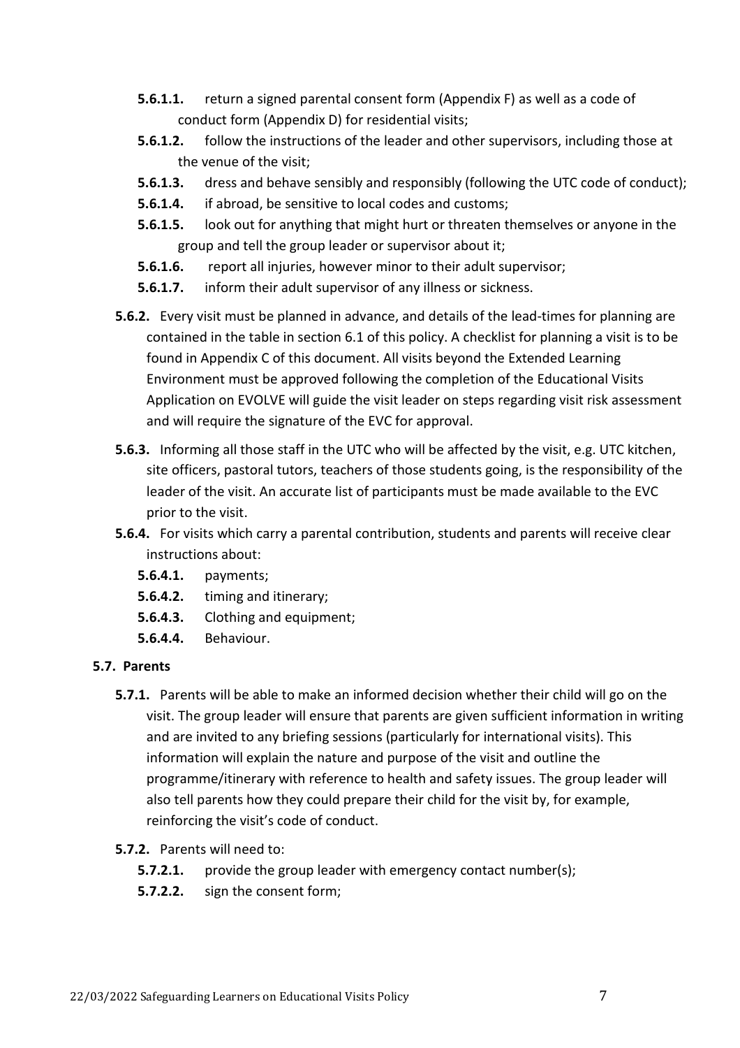- **5.6.1.1.** return a signed parental consent form (Appendix F) as well as a code of conduct form (Appendix D) for residential visits;
- **5.6.1.2.** follow the instructions of the leader and other supervisors, including those at the venue of the visit;
- **5.6.1.3.** dress and behave sensibly and responsibly (following the UTC code of conduct);
- **5.6.1.4.** if abroad, be sensitive to local codes and customs;
- **5.6.1.5.** look out for anything that might hurt or threaten themselves or anyone in the group and tell the group leader or supervisor about it;
- **5.6.1.6.** report all injuries, however minor to their adult supervisor;
- **5.6.1.7.** inform their adult supervisor of any illness or sickness.

**5.6.2.** Every visit must be planned in advance, and details of the lead-times for planning are contained in the table in section 6.1 of this policy. A checklist for planning a visit is to be found in Appendix C of this document. All visits beyond the Extended Learning Environment must be approved following the completion of the Educational Visits Application on EVOLVE will guide the visit leader on steps regarding visit risk assessment and will require the signature of the EVC for approval.

**5.6.3.** Informing all those staff in the UTC who will be affected by the visit, e.g. UTC kitchen, site officers, pastoral tutors, teachers of those students going, is the responsibility of the leader of the visit. An accurate list of participants must be made available to the EVC prior to the visit.

**5.6.4.** For visits which carry a parental contribution, students and parents will receive clear instructions about:

- **5.6.4.1.** payments;
- **5.6.4.2.** timing and itinerary;
- **5.6.4.3.** Clothing and equipment;
- **5.6.4.4.** Behaviour.

### 5.7. Parents

**5.7.1.** Parents will be able to make an informed decision whether their child will go on the visit. The group leader will ensure that parents are given sufficient information in writing and are invited to any briefing sessions (particularly for international visits). This information will explain the nature and purpose of the visit and outline the programme/itinerary with reference to health and safety issues. The group leader will also tell parents how they could prepare their child for the visit by, for example, reinforcing the visit's code of conduct.

**5.7.2.** Parents will need to:

- **5.7.2.1.** provide the group leader with emergency contact number(s);
- **5.7.2.2.** sign the consent form;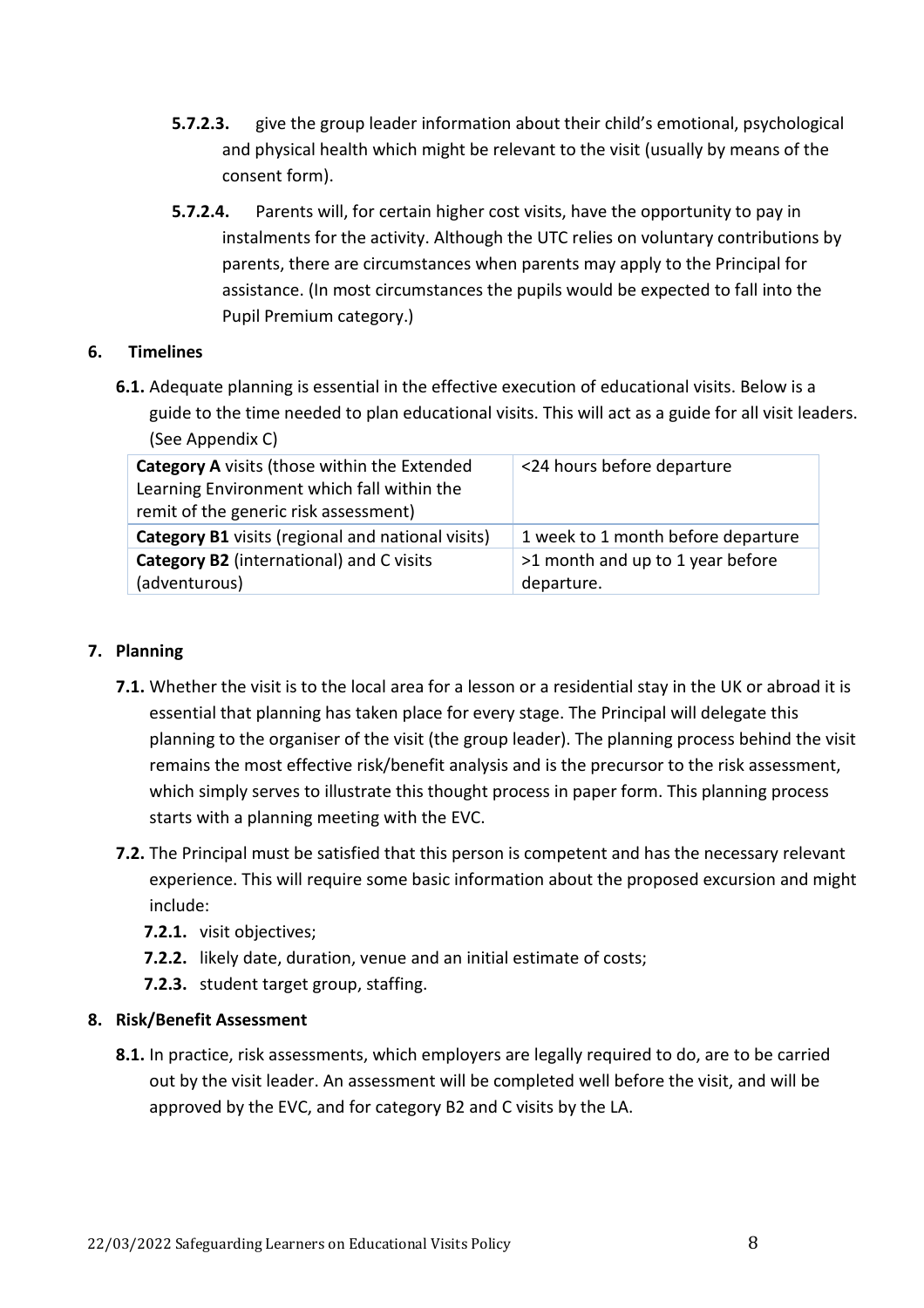**5.7.2.3.** give the group leader information about their child's emotional, psychological and physical health which might be relevant to the visit (usually by means of the consent form).

**5.7.2.4.** Parents will, for certain higher cost visits, have the opportunity to pay in instalments for the activity. Although the UTC relies on voluntary contributions by parents, there are circumstances when parents may apply to the Principal for assistance. (In most circumstances the pupils would be expected to fall into the Pupil Premium category.)

## 6. Timelines

**6.1.** Adequate planning is essential in the effective execution of educational visits. Below is a guide to the time needed to plan educational visits. This will act as a guide for all visit leaders. (See Appendix C)

| **Category A** visits (those within the Extended Learning Environment which fall within the remit of the generic risk assessment) | <24 hours before departure |
|---|---|
| **Category B1** visits (regional and national visits) | 1 week to 1 month before departure |
| **Category B2** (international) and C visits (adventurous) | >1 month and up to 1 year before departure. |

## 7. Planning

**7.1.** Whether the visit is to the local area for a lesson or a residential stay in the UK or abroad it is essential that planning has taken place for every stage. The Principal will delegate this planning to the organiser of the visit (the group leader). The planning process behind the visit remains the most effective risk/benefit analysis and is the precursor to the risk assessment, which simply serves to illustrate this thought process in paper form. This planning process starts with a planning meeting with the EVC.

**7.2.** The Principal must be satisfied that this person is competent and has the necessary relevant experience. This will require some basic information about the proposed excursion and might include:

- **7.2.1.** visit objectives;
- **7.2.2.** likely date, duration, venue and an initial estimate of costs;
- **7.2.3.** student target group, staffing.

## 8. Risk/Benefit Assessment

**8.1.** In practice, risk assessments, which employers are legally required to do, are to be carried out by the visit leader. An assessment will be completed well before the visit, and will be approved by the EVC, and for category B2 and C visits by the LA.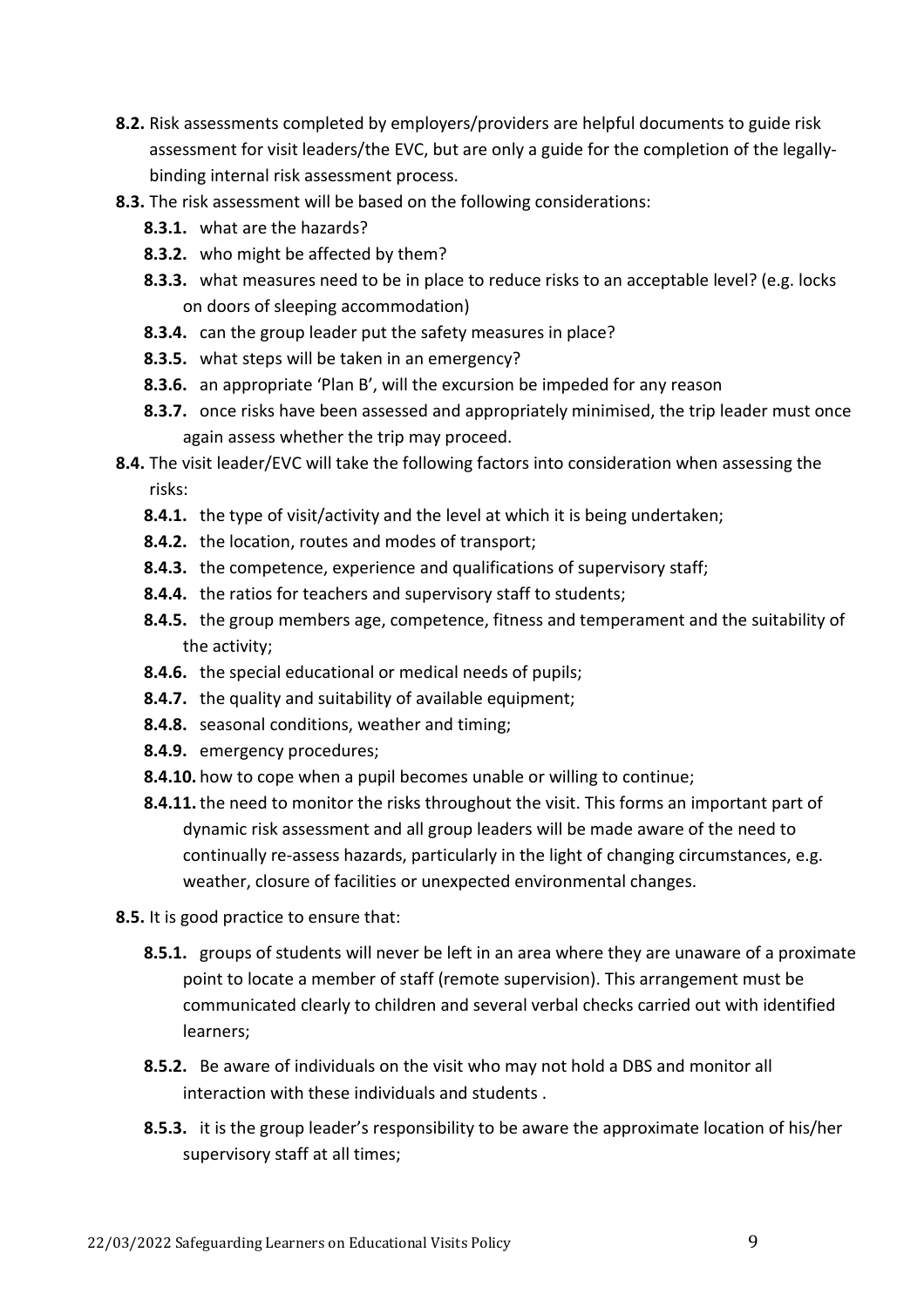- **8.2.** Risk assessments completed by employers/providers are helpful documents to guide risk assessment for visit leaders/the EVC, but are only a guide for the completion of the legally-binding internal risk assessment process.
- **8.3.** The risk assessment will be based on the following considerations:
  - **8.3.1.** what are the hazards?
  - **8.3.2.** who might be affected by them?
  - **8.3.3.** what measures need to be in place to reduce risks to an acceptable level? (e.g. locks on doors of sleeping accommodation)
  - **8.3.4.** can the group leader put the safety measures in place?
  - **8.3.5.** what steps will be taken in an emergency?
  - **8.3.6.** an appropriate 'Plan B', will the excursion be impeded for any reason
  - **8.3.7.** once risks have been assessed and appropriately minimised, the trip leader must once again assess whether the trip may proceed.
- **8.4.** The visit leader/EVC will take the following factors into consideration when assessing the risks:
  - **8.4.1.** the type of visit/activity and the level at which it is being undertaken;
  - **8.4.2.** the location, routes and modes of transport;
  - **8.4.3.** the competence, experience and qualifications of supervisory staff;
  - **8.4.4.** the ratios for teachers and supervisory staff to students;
  - **8.4.5.** the group members age, competence, fitness and temperament and the suitability of the activity;
  - **8.4.6.** the special educational or medical needs of pupils;
  - **8.4.7.** the quality and suitability of available equipment;
  - **8.4.8.** seasonal conditions, weather and timing;
  - **8.4.9.** emergency procedures;
  - **8.4.10.** how to cope when a pupil becomes unable or willing to continue;
  - **8.4.11.** the need to monitor the risks throughout the visit. This forms an important part of dynamic risk assessment and all group leaders will be made aware of the need to continually re-assess hazards, particularly in the light of changing circumstances, e.g. weather, closure of facilities or unexpected environmental changes.
- **8.5.** It is good practice to ensure that:
  - **8.5.1.** groups of students will never be left in an area where they are unaware of a proximate point to locate a member of staff (remote supervision). This arrangement must be communicated clearly to children and several verbal checks carried out with identified learners;
  - **8.5.2.** Be aware of individuals on the visit who may not hold a DBS and monitor all interaction with these individuals and students .
  - **8.5.3.** it is the group leader's responsibility to be aware the approximate location of his/her supervisory staff at all times;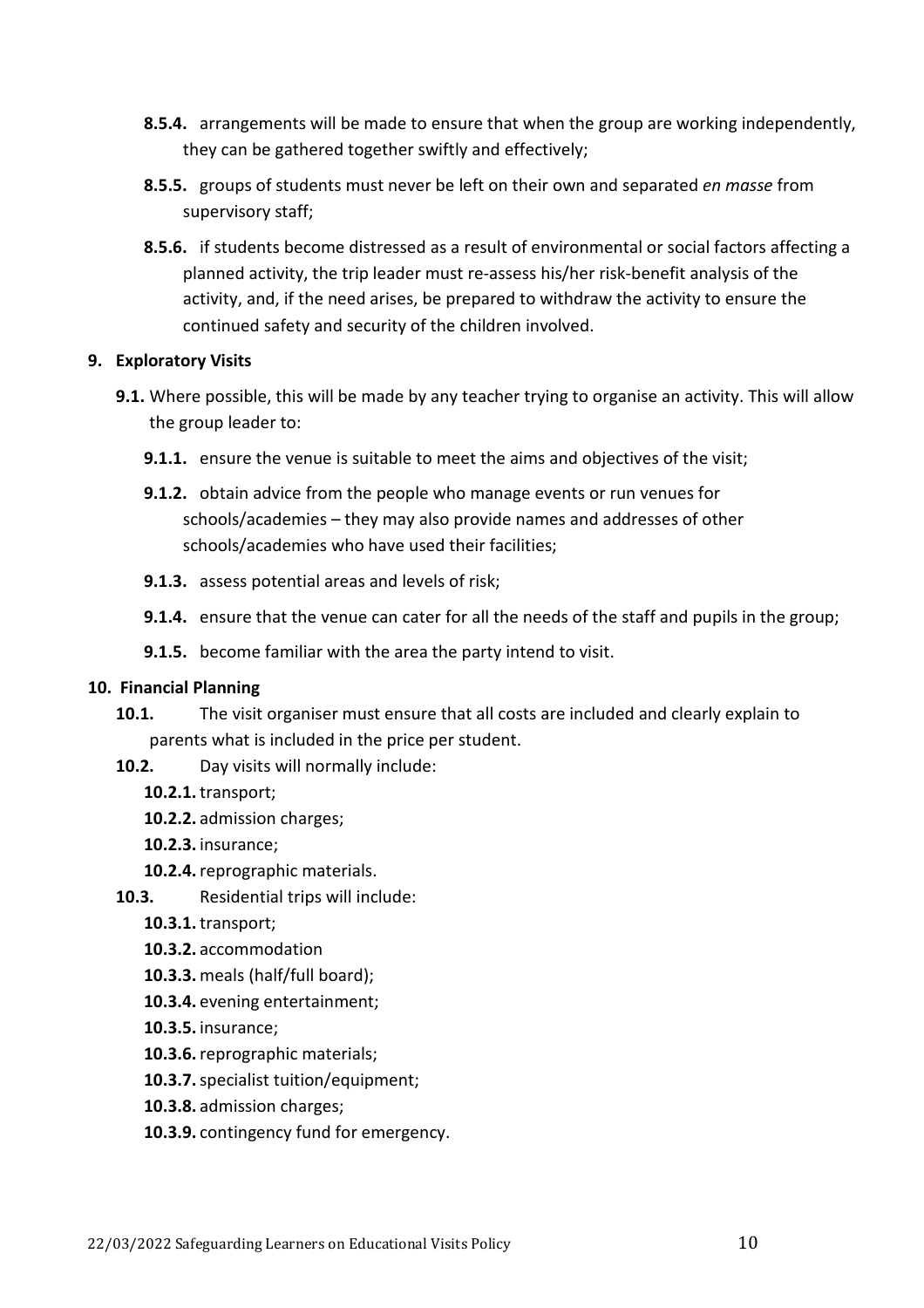**8.5.4.** arrangements will be made to ensure that when the group are working independently, they can be gathered together swiftly and effectively;

**8.5.5.** groups of students must never be left on their own and separated *en masse* from supervisory staff;

**8.5.6.** if students become distressed as a result of environmental or social factors affecting a planned activity, the trip leader must re-assess his/her risk-benefit analysis of the activity, and, if the need arises, be prepared to withdraw the activity to ensure the continued safety and security of the children involved.

**9. Exploratory Visits**

**9.1.** Where possible, this will be made by any teacher trying to organise an activity. This will allow the group leader to:

**9.1.1.** ensure the venue is suitable to meet the aims and objectives of the visit;

**9.1.2.** obtain advice from the people who manage events or run venues for schools/academies – they may also provide names and addresses of other schools/academies who have used their facilities;

**9.1.3.** assess potential areas and levels of risk;

**9.1.4.** ensure that the venue can cater for all the needs of the staff and pupils in the group;

**9.1.5.** become familiar with the area the party intend to visit.

**10. Financial Planning**

**10.1.** The visit organiser must ensure that all costs are included and clearly explain to parents what is included in the price per student.

**10.2.** Day visits will normally include:

**10.2.1.** transport;
**10.2.2.** admission charges;
**10.2.3.** insurance;
**10.2.4.** reprographic materials.

**10.3.** Residential trips will include:

**10.3.1.** transport;
**10.3.2.** accommodation
**10.3.3.** meals (half/full board);
**10.3.4.** evening entertainment;
**10.3.5.** insurance;
**10.3.6.** reprographic materials;
**10.3.7.** specialist tuition/equipment;
**10.3.8.** admission charges;
**10.3.9.** contingency fund for emergency.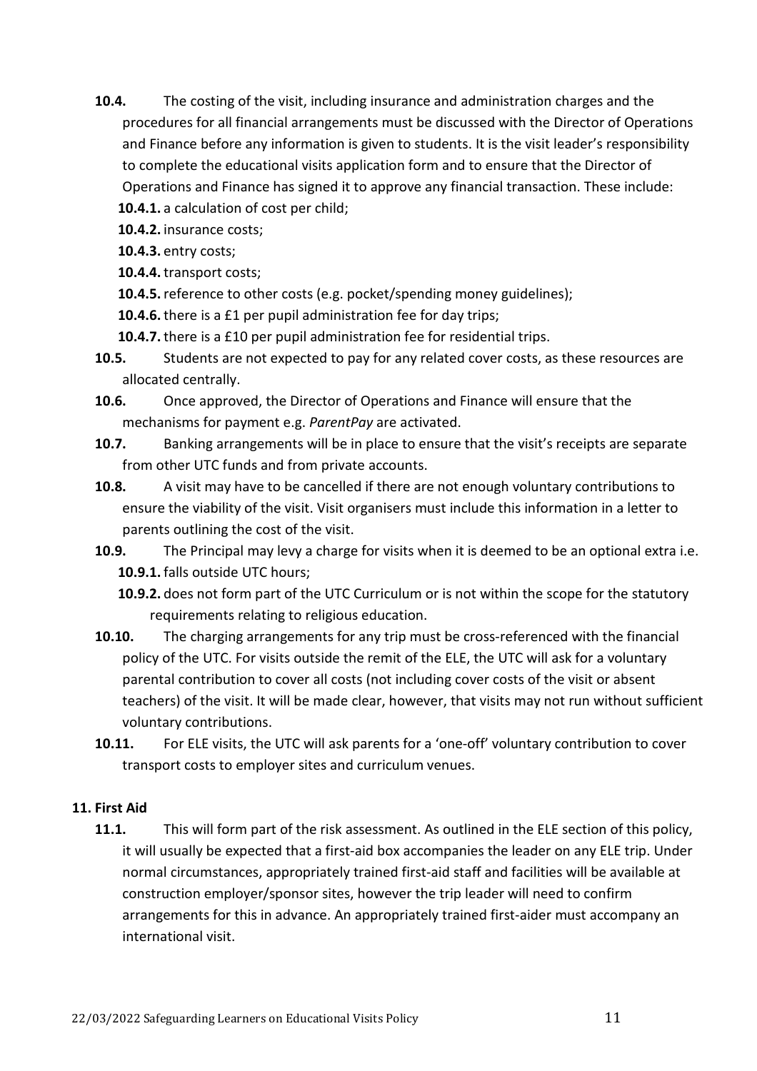**10.4.** The costing of the visit, including insurance and administration charges and the procedures for all financial arrangements must be discussed with the Director of Operations and Finance before any information is given to students. It is the visit leader's responsibility to complete the educational visits application form and to ensure that the Director of Operations and Finance has signed it to approve any financial transaction. These include:

- **10.4.1.** a calculation of cost per child;
- **10.4.2.** insurance costs;
- **10.4.3.** entry costs;
- **10.4.4.** transport costs;
- **10.4.5.** reference to other costs (e.g. pocket/spending money guidelines);
- **10.4.6.** there is a £1 per pupil administration fee for day trips;
- **10.4.7.** there is a £10 per pupil administration fee for residential trips.

**10.5.** Students are not expected to pay for any related cover costs, as these resources are allocated centrally.

**10.6.** Once approved, the Director of Operations and Finance will ensure that the mechanisms for payment e.g. *ParentPay* are activated.

**10.7.** Banking arrangements will be in place to ensure that the visit's receipts are separate from other UTC funds and from private accounts.

**10.8.** A visit may have to be cancelled if there are not enough voluntary contributions to ensure the viability of the visit. Visit organisers must include this information in a letter to parents outlining the cost of the visit.

**10.9.** The Principal may levy a charge for visits when it is deemed to be an optional extra i.e.

- **10.9.1.** falls outside UTC hours;
- **10.9.2.** does not form part of the UTC Curriculum or is not within the scope for the statutory requirements relating to religious education.

**10.10.** The charging arrangements for any trip must be cross-referenced with the financial policy of the UTC. For visits outside the remit of the ELE, the UTC will ask for a voluntary parental contribution to cover all costs (not including cover costs of the visit or absent teachers) of the visit. It will be made clear, however, that visits may not run without sufficient voluntary contributions.

**10.11.** For ELE visits, the UTC will ask parents for a 'one-off' voluntary contribution to cover transport costs to employer sites and curriculum venues.

## 11. First Aid

**11.1.** This will form part of the risk assessment. As outlined in the ELE section of this policy, it will usually be expected that a first-aid box accompanies the leader on any ELE trip. Under normal circumstances, appropriately trained first-aid staff and facilities will be available at construction employer/sponsor sites, however the trip leader will need to confirm arrangements for this in advance. An appropriately trained first-aider must accompany an international visit.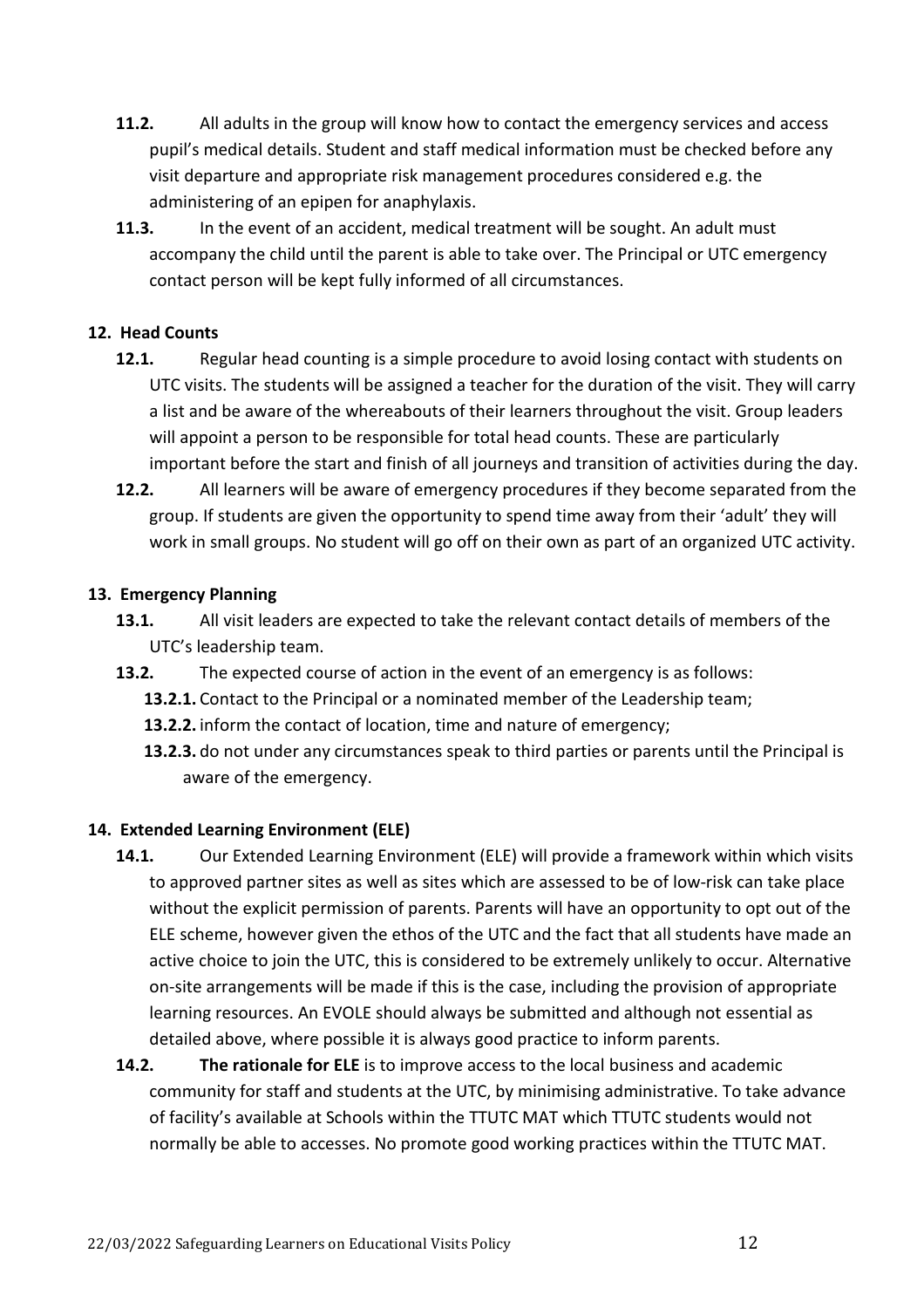**11.2.** All adults in the group will know how to contact the emergency services and access pupil's medical details. Student and staff medical information must be checked before any visit departure and appropriate risk management procedures considered e.g. the administering of an epipen for anaphylaxis.

**11.3.** In the event of an accident, medical treatment will be sought. An adult must accompany the child until the parent is able to take over. The Principal or UTC emergency contact person will be kept fully informed of all circumstances.

## 12. Head Counts

**12.1.** Regular head counting is a simple procedure to avoid losing contact with students on UTC visits. The students will be assigned a teacher for the duration of the visit. They will carry a list and be aware of the whereabouts of their learners throughout the visit. Group leaders will appoint a person to be responsible for total head counts. These are particularly important before the start and finish of all journeys and transition of activities during the day.

**12.2.** All learners will be aware of emergency procedures if they become separated from the group. If students are given the opportunity to spend time away from their 'adult' they will work in small groups. No student will go off on their own as part of an organized UTC activity.

## 13. Emergency Planning

**13.1.** All visit leaders are expected to take the relevant contact details of members of the UTC's leadership team.

**13.2.** The expected course of action in the event of an emergency is as follows:

- **13.2.1.** Contact to the Principal or a nominated member of the Leadership team;
- **13.2.2.** inform the contact of location, time and nature of emergency;
- **13.2.3.** do not under any circumstances speak to third parties or parents until the Principal is aware of the emergency.

## 14. Extended Learning Environment (ELE)

**14.1.** Our Extended Learning Environment (ELE) will provide a framework within which visits to approved partner sites as well as sites which are assessed to be of low-risk can take place without the explicit permission of parents. Parents will have an opportunity to opt out of the ELE scheme, however given the ethos of the UTC and the fact that all students have made an active choice to join the UTC, this is considered to be extremely unlikely to occur. Alternative on-site arrangements will be made if this is the case, including the provision of appropriate learning resources. An EVOLE should always be submitted and although not essential as detailed above, where possible it is always good practice to inform parents.

**14.2.** **The rationale for ELE** is to improve access to the local business and academic community for staff and students at the UTC, by minimising administrative. To take advance of facility's available at Schools within the TTUTC MAT which TTUTC students would not normally be able to accesses. No promote good working practices within the TTUTC MAT.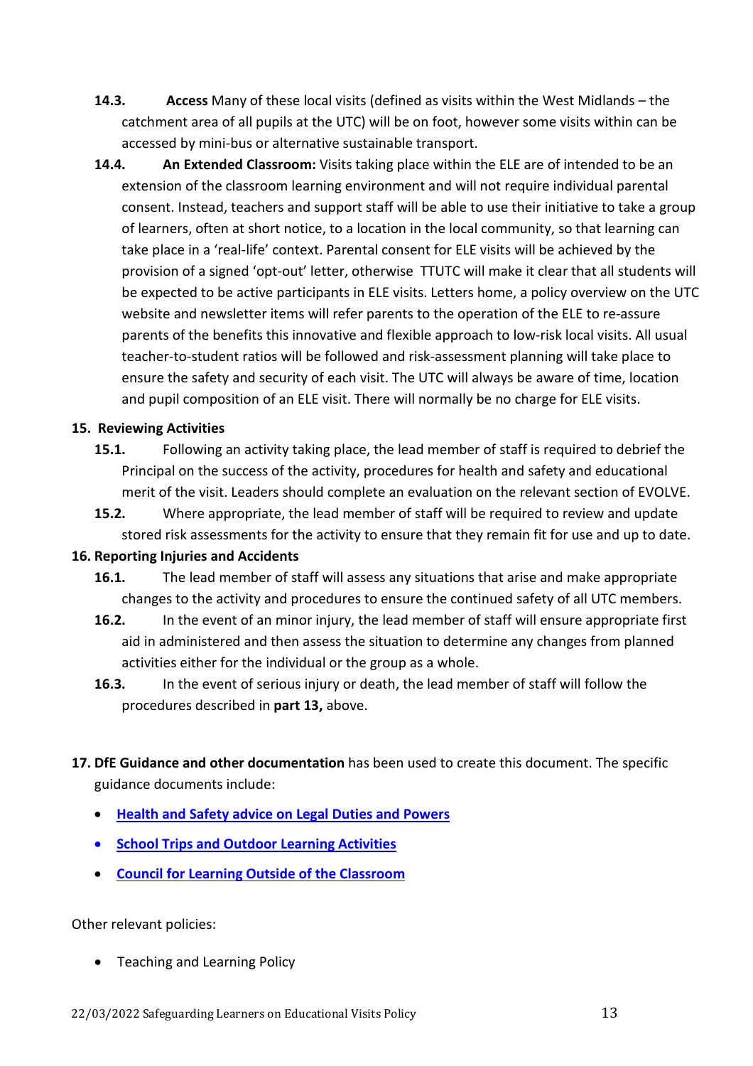**14.3.** **Access** Many of these local visits (defined as visits within the West Midlands – the catchment area of all pupils at the UTC) will be on foot, however some visits within can be accessed by mini-bus or alternative sustainable transport.

**14.4.** **An Extended Classroom:** Visits taking place within the ELE are of intended to be an extension of the classroom learning environment and will not require individual parental consent. Instead, teachers and support staff will be able to use their initiative to take a group of learners, often at short notice, to a location in the local community, so that learning can take place in a 'real-life' context. Parental consent for ELE visits will be achieved by the provision of a signed 'opt-out' letter, otherwise TTUTC will make it clear that all students will be expected to be active participants in ELE visits. Letters home, a policy overview on the UTC website and newsletter items will refer parents to the operation of the ELE to re-assure parents of the benefits this innovative and flexible approach to low-risk local visits. All usual teacher-to-student ratios will be followed and risk-assessment planning will take place to ensure the safety and security of each visit. The UTC will always be aware of time, location and pupil composition of an ELE visit. There will normally be no charge for ELE visits.

## 15. Reviewing Activities

**15.1.** Following an activity taking place, the lead member of staff is required to debrief the Principal on the success of the activity, procedures for health and safety and educational merit of the visit. Leaders should complete an evaluation on the relevant section of EVOLVE.

**15.2.** Where appropriate, the lead member of staff will be required to review and update stored risk assessments for the activity to ensure that they remain fit for use and up to date.

## 16. Reporting Injuries and Accidents

**16.1.** The lead member of staff will assess any situations that arise and make appropriate changes to the activity and procedures to ensure the continued safety of all UTC members.

**16.2.** In the event of an minor injury, the lead member of staff will ensure appropriate first aid in administered and then assess the situation to determine any changes from planned activities either for the individual or the group as a whole.

**16.3.** In the event of serious injury or death, the lead member of staff will follow the procedures described in **part 13,** above.

**17. DfE Guidance and other documentation** has been used to create this document. The specific guidance documents include:

- **Health and Safety advice on Legal Duties and Powers**
- **School Trips and Outdoor Learning Activities**
- **Council for Learning Outside of the Classroom**

Other relevant policies:

- Teaching and Learning Policy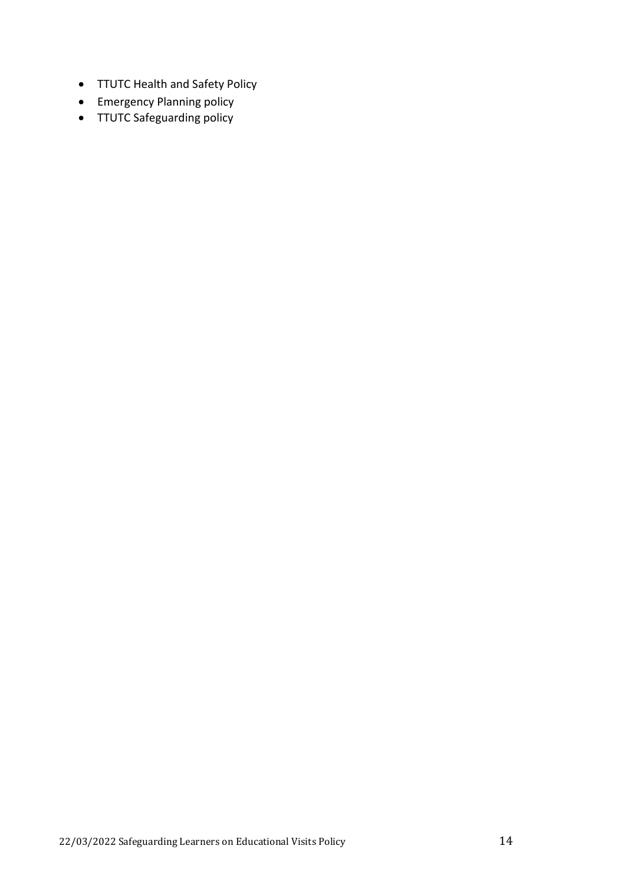- TTUTC Health and Safety Policy
- Emergency Planning policy
- TTUTC Safeguarding policy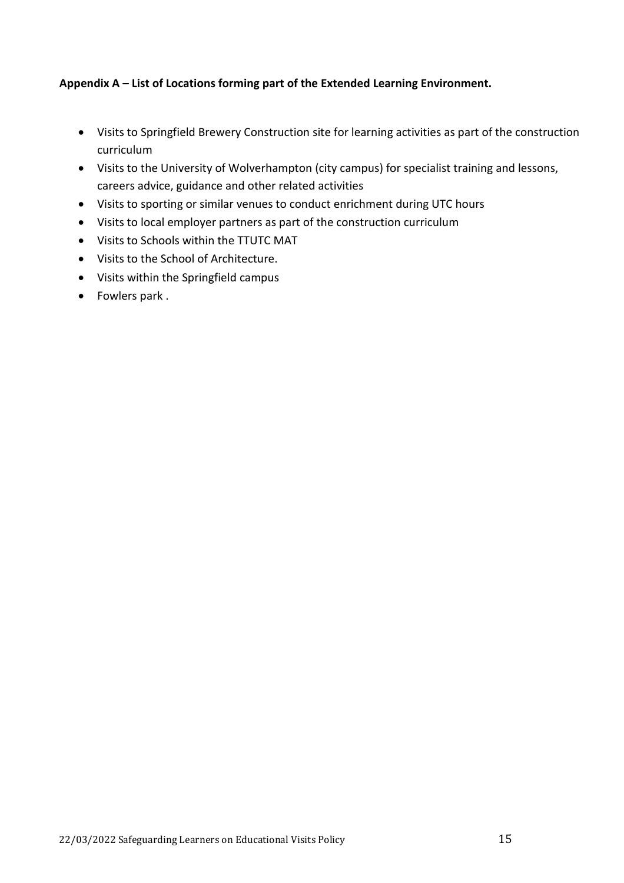**Appendix A – List of Locations forming part of the Extended Learning Environment.**

- Visits to Springfield Brewery Construction site for learning activities as part of the construction curriculum
- Visits to the University of Wolverhampton (city campus) for specialist training and lessons, careers advice, guidance and other related activities
- Visits to sporting or similar venues to conduct enrichment during UTC hours
- Visits to local employer partners as part of the construction curriculum
- Visits to Schools within the TTUTC MAT
- Visits to the School of Architecture.
- Visits within the Springfield campus
- Fowlers park .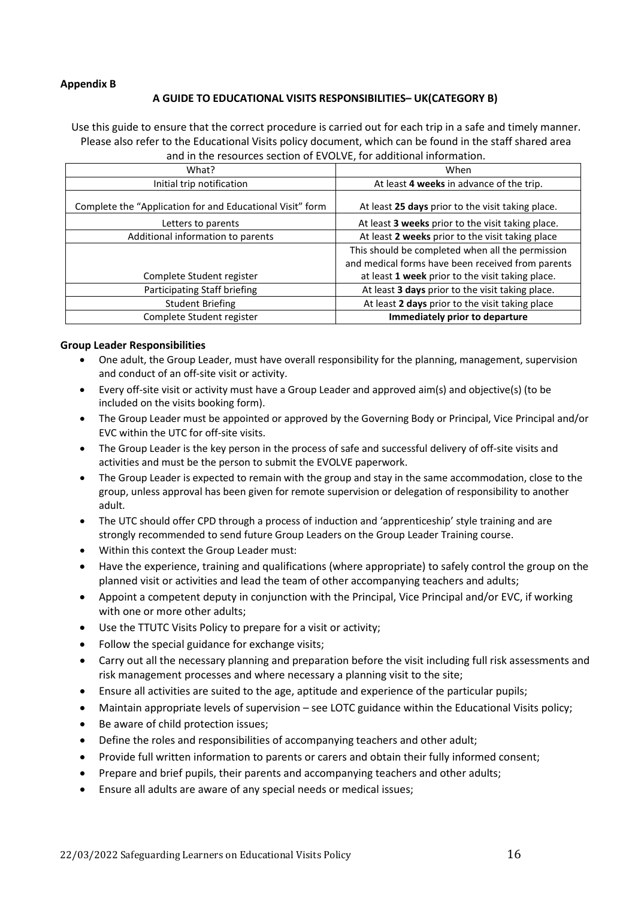**Appendix B**

**A GUIDE TO EDUCATIONAL VISITS RESPONSIBILITIES– UK(CATEGORY B)**

Use this guide to ensure that the correct procedure is carried out for each trip in a safe and timely manner. Please also refer to the Educational Visits policy document, which can be found in the staff shared area and in the resources section of EVOLVE, for additional information.

| What? | When |
|---|---|
| Initial trip notification | At least **4 weeks** in advance of the trip. |
| Complete the "Application for and Educational Visit" form | At least **25 days** prior to the visit taking place. |
| Letters to parents | At least **3 weeks** prior to the visit taking place. |
| Additional information to parents | At least **2 weeks** prior to the visit taking place |
| Complete Student register | This should be completed when all the permission and medical forms have been received from parents at least **1 week** prior to the visit taking place. |
| Participating Staff briefing | At least **3 days** prior to the visit taking place. |
| Student Briefing | At least **2 days** prior to the visit taking place |
| Complete Student register | **Immediately prior to departure** |

**Group Leader Responsibilities**

- One adult, the Group Leader, must have overall responsibility for the planning, management, supervision and conduct of an off-site visit or activity.
- Every off-site visit or activity must have a Group Leader and approved aim(s) and objective(s) (to be included on the visits booking form).
- The Group Leader must be appointed or approved by the Governing Body or Principal, Vice Principal and/or EVC within the UTC for off-site visits.
- The Group Leader is the key person in the process of safe and successful delivery of off-site visits and activities and must be the person to submit the EVOLVE paperwork.
- The Group Leader is expected to remain with the group and stay in the same accommodation, close to the group, unless approval has been given for remote supervision or delegation of responsibility to another adult.
- The UTC should offer CPD through a process of induction and 'apprenticeship' style training and are strongly recommended to send future Group Leaders on the Group Leader Training course.
- Within this context the Group Leader must:
- Have the experience, training and qualifications (where appropriate) to safely control the group on the planned visit or activities and lead the team of other accompanying teachers and adults;
- Appoint a competent deputy in conjunction with the Principal, Vice Principal and/or EVC, if working with one or more other adults;
- Use the TTUTC Visits Policy to prepare for a visit or activity;
- Follow the special guidance for exchange visits;
- Carry out all the necessary planning and preparation before the visit including full risk assessments and risk management processes and where necessary a planning visit to the site;
- Ensure all activities are suited to the age, aptitude and experience of the particular pupils;
- Maintain appropriate levels of supervision – see LOTC guidance within the Educational Visits policy;
- Be aware of child protection issues;
- Define the roles and responsibilities of accompanying teachers and other adult;
- Provide full written information to parents or carers and obtain their fully informed consent;
- Prepare and brief pupils, their parents and accompanying teachers and other adults;
- Ensure all adults are aware of any special needs or medical issues;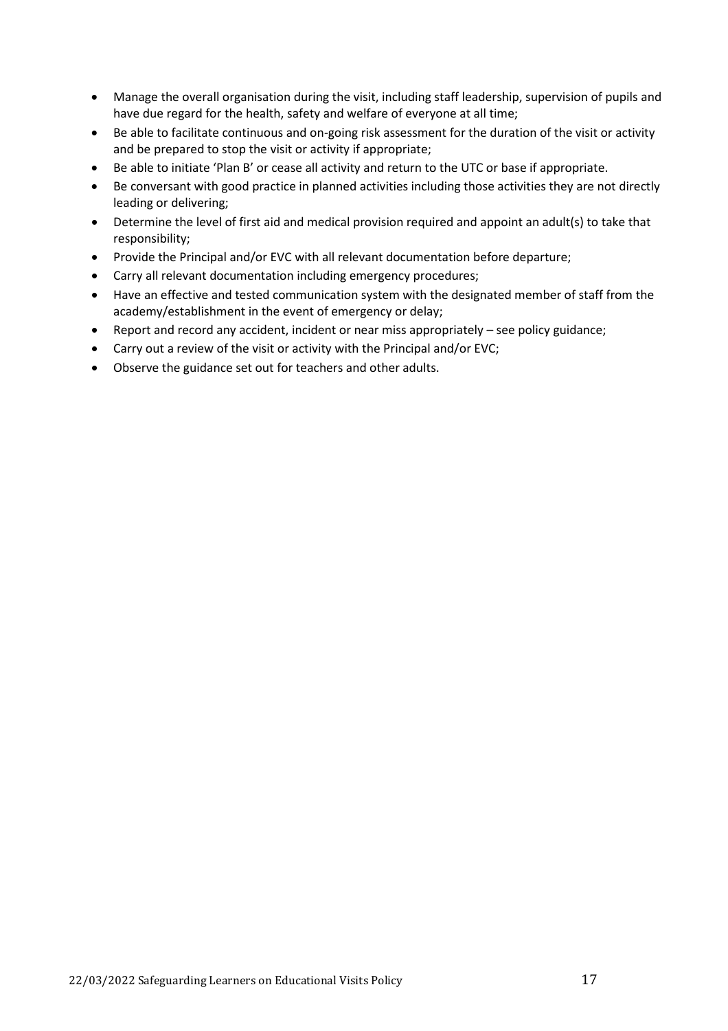- Manage the overall organisation during the visit, including staff leadership, supervision of pupils and have due regard for the health, safety and welfare of everyone at all time;
- Be able to facilitate continuous and on-going risk assessment for the duration of the visit or activity and be prepared to stop the visit or activity if appropriate;
- Be able to initiate 'Plan B' or cease all activity and return to the UTC or base if appropriate.
- Be conversant with good practice in planned activities including those activities they are not directly leading or delivering;
- Determine the level of first aid and medical provision required and appoint an adult(s) to take that responsibility;
- Provide the Principal and/or EVC with all relevant documentation before departure;
- Carry all relevant documentation including emergency procedures;
- Have an effective and tested communication system with the designated member of staff from the academy/establishment in the event of emergency or delay;
- Report and record any accident, incident or near miss appropriately – see policy guidance;
- Carry out a review of the visit or activity with the Principal and/or EVC;
- Observe the guidance set out for teachers and other adults.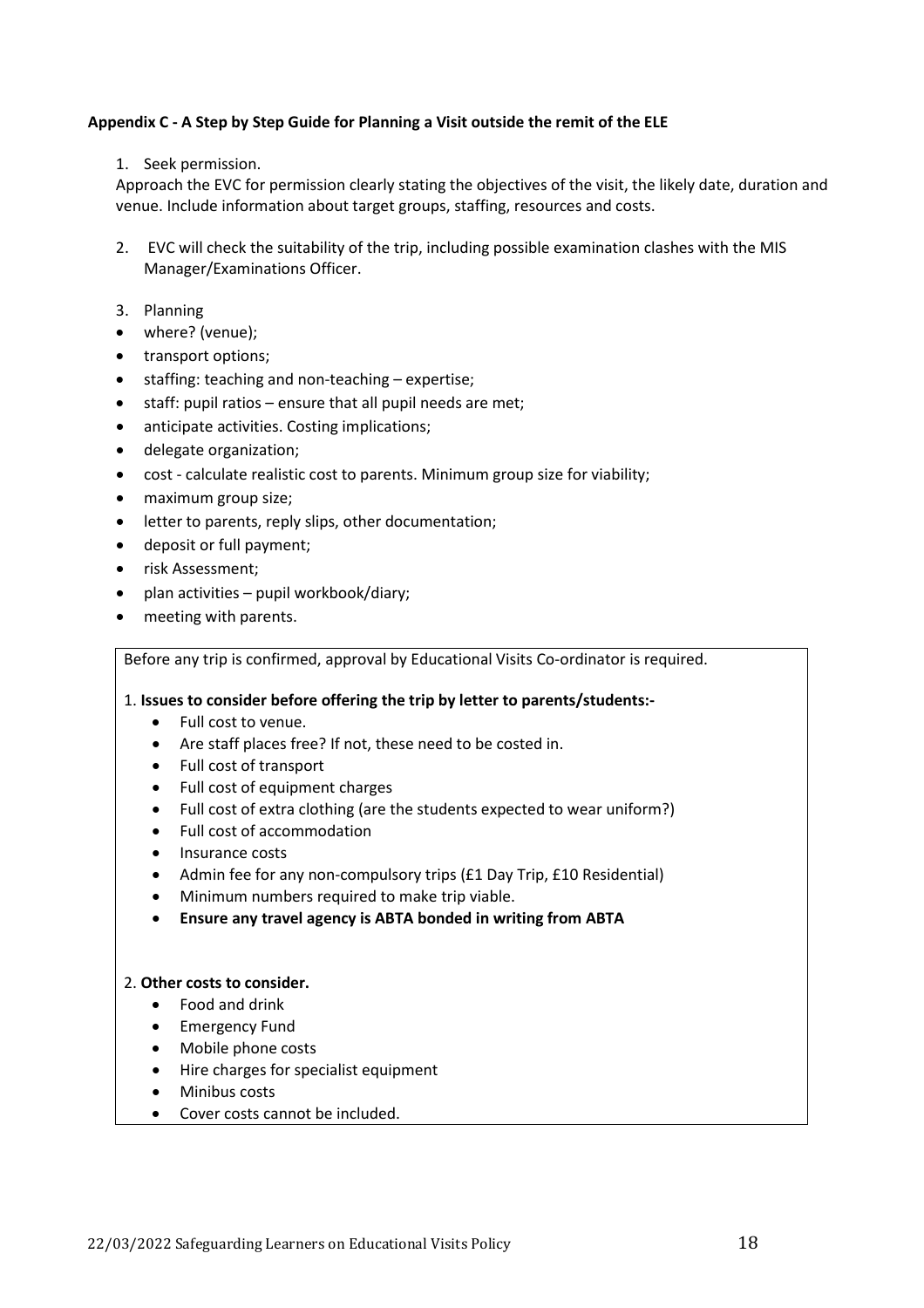**Appendix C - A Step by Step Guide for Planning a Visit outside the remit of the ELE**

1. Seek permission.

Approach the EVC for permission clearly stating the objectives of the visit, the likely date, duration and venue. Include information about target groups, staffing, resources and costs.

2. EVC will check the suitability of the trip, including possible examination clashes with the MIS Manager/Examinations Officer.

3. Planning

- where? (venue);
- transport options;
- staffing: teaching and non-teaching – expertise;
- staff: pupil ratios – ensure that all pupil needs are met;
- anticipate activities. Costing implications;
- delegate organization;
- cost - calculate realistic cost to parents. Minimum group size for viability;
- maximum group size;
- letter to parents, reply slips, other documentation;
- deposit or full payment;
- risk Assessment;
- plan activities – pupil workbook/diary;
- meeting with parents.

Before any trip is confirmed, approval by Educational Visits Co-ordinator is required.

1. **Issues to consider before offering the trip by letter to parents/students:-**
    - Full cost to venue.
    - Are staff places free? If not, these need to be costed in.
    - Full cost of transport
    - Full cost of equipment charges
    - Full cost of extra clothing (are the students expected to wear uniform?)
    - Full cost of accommodation
    - Insurance costs
    - Admin fee for any non-compulsory trips (£1 Day Trip, £10 Residential)
    - Minimum numbers required to make trip viable.
    - **Ensure any travel agency is ABTA bonded in writing from ABTA**

2. **Other costs to consider.**
    - Food and drink
    - Emergency Fund
    - Mobile phone costs
    - Hire charges for specialist equipment
    - Minibus costs
    - Cover costs cannot be included.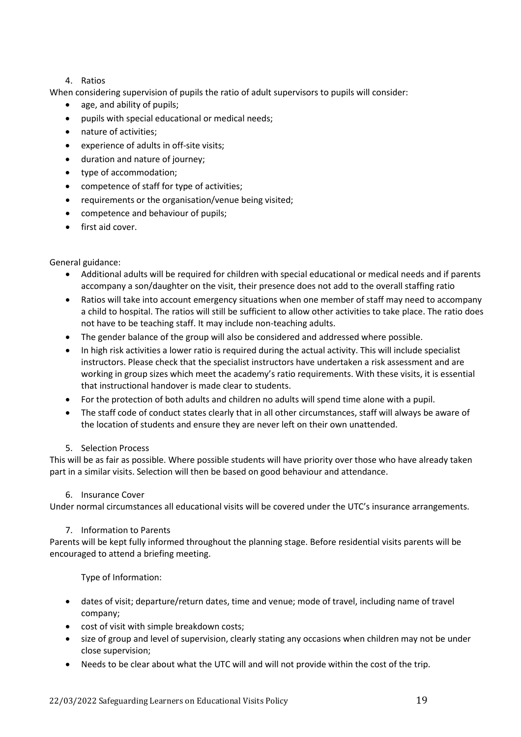4. Ratios

When considering supervision of pupils the ratio of adult supervisors to pupils will consider:

- age, and ability of pupils;
- pupils with special educational or medical needs;
- nature of activities;
- experience of adults in off-site visits;
- duration and nature of journey;
- type of accommodation;
- competence of staff for type of activities;
- requirements or the organisation/venue being visited;
- competence and behaviour of pupils;
- first aid cover.

General guidance:

- Additional adults will be required for children with special educational or medical needs and if parents accompany a son/daughter on the visit, their presence does not add to the overall staffing ratio
- Ratios will take into account emergency situations when one member of staff may need to accompany a child to hospital. The ratios will still be sufficient to allow other activities to take place. The ratio does not have to be teaching staff. It may include non-teaching adults.
- The gender balance of the group will also be considered and addressed where possible.
- In high risk activities a lower ratio is required during the actual activity. This will include specialist instructors. Please check that the specialist instructors have undertaken a risk assessment and are working in group sizes which meet the academy's ratio requirements. With these visits, it is essential that instructional handover is made clear to students.
- For the protection of both adults and children no adults will spend time alone with a pupil.
- The staff code of conduct states clearly that in all other circumstances, staff will always be aware of the location of students and ensure they are never left on their own unattended.

5. Selection Process

This will be as fair as possible. Where possible students will have priority over those who have already taken part in a similar visits. Selection will then be based on good behaviour and attendance.

6. Insurance Cover

Under normal circumstances all educational visits will be covered under the UTC's insurance arrangements.

7. Information to Parents

Parents will be kept fully informed throughout the planning stage. Before residential visits parents will be encouraged to attend a briefing meeting.

Type of Information:

- dates of visit; departure/return dates, time and venue; mode of travel, including name of travel company;
- cost of visit with simple breakdown costs;
- size of group and level of supervision, clearly stating any occasions when children may not be under close supervision;
- Needs to be clear about what the UTC will and will not provide within the cost of the trip.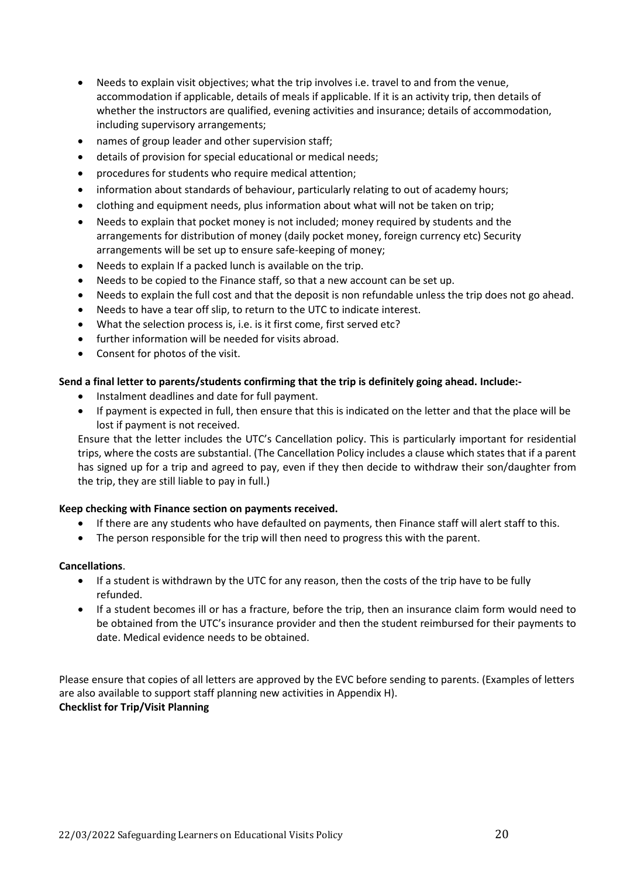- Needs to explain visit objectives; what the trip involves i.e. travel to and from the venue, accommodation if applicable, details of meals if applicable. If it is an activity trip, then details of whether the instructors are qualified, evening activities and insurance; details of accommodation, including supervisory arrangements;
- names of group leader and other supervision staff;
- details of provision for special educational or medical needs;
- procedures for students who require medical attention;
- information about standards of behaviour, particularly relating to out of academy hours;
- clothing and equipment needs, plus information about what will not be taken on trip;
- Needs to explain that pocket money is not included; money required by students and the arrangements for distribution of money (daily pocket money, foreign currency etc) Security arrangements will be set up to ensure safe-keeping of money;
- Needs to explain If a packed lunch is available on the trip.
- Needs to be copied to the Finance staff, so that a new account can be set up.
- Needs to explain the full cost and that the deposit is non refundable unless the trip does not go ahead.
- Needs to have a tear off slip, to return to the UTC to indicate interest.
- What the selection process is, i.e. is it first come, first served etc?
- further information will be needed for visits abroad.
- Consent for photos of the visit.

**Send a final letter to parents/students confirming that the trip is definitely going ahead. Include:-**

- Instalment deadlines and date for full payment.
- If payment is expected in full, then ensure that this is indicated on the letter and that the place will be lost if payment is not received.

Ensure that the letter includes the UTC's Cancellation policy. This is particularly important for residential trips, where the costs are substantial. (The Cancellation Policy includes a clause which states that if a parent has signed up for a trip and agreed to pay, even if they then decide to withdraw their son/daughter from the trip, they are still liable to pay in full.)

**Keep checking with Finance section on payments received.**

- If there are any students who have defaulted on payments, then Finance staff will alert staff to this.
- The person responsible for the trip will then need to progress this with the parent.

**Cancellations**.

- If a student is withdrawn by the UTC for any reason, then the costs of the trip have to be fully refunded.
- If a student becomes ill or has a fracture, before the trip, then an insurance claim form would need to be obtained from the UTC's insurance provider and then the student reimbursed for their payments to date. Medical evidence needs to be obtained.

Please ensure that copies of all letters are approved by the EVC before sending to parents. (Examples of letters are also available to support staff planning new activities in Appendix H).

**Checklist for Trip/Visit Planning**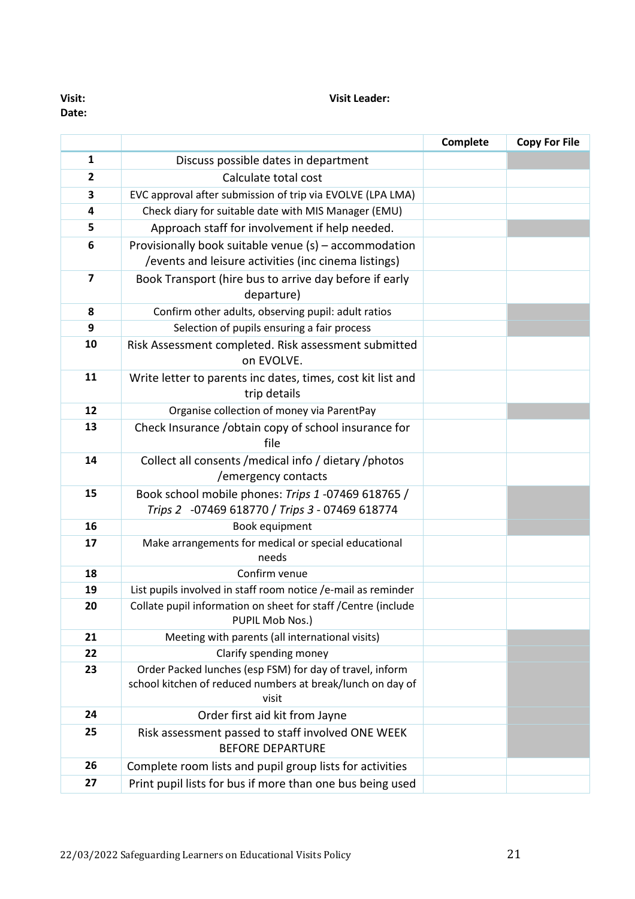**Visit:**　　　　　　　　　　　　　　　　　　　　　**Visit Leader:**
**Date:**

| | | Complete | Copy For File |
|---|---|---|---|
| 1 | Discuss possible dates in department | | |
| 2 | Calculate total cost | | |
| 3 | EVC approval after submission of trip via EVOLVE (LPA LMA) | | |
| 4 | Check diary for suitable date with MIS Manager (EMU) | | |
| 5 | Approach staff for involvement if help needed. | | |
| 6 | Provisionally book suitable venue (s) – accommodation /events and leisure activities (inc cinema listings) | | |
| 7 | Book Transport (hire bus to arrive day before if early departure) | | |
| 8 | Confirm other adults, observing pupil: adult ratios | | |
| 9 | Selection of pupils ensuring a fair process | | |
| 10 | Risk Assessment completed. Risk assessment submitted on EVOLVE. | | |
| 11 | Write letter to parents inc dates, times, cost kit list and trip details | | |
| 12 | Organise collection of money via ParentPay | | |
| 13 | Check Insurance /obtain copy of school insurance for file | | |
| 14 | Collect all consents /medical info / dietary /photos /emergency contacts | | |
| 15 | Book school mobile phones: *Trips 1* -07469 618765 / *Trips 2* -07469 618770 / *Trips 3* - 07469 618774 | | |
| 16 | Book equipment | | |
| 17 | Make arrangements for medical or special educational needs | | |
| 18 | Confirm venue | | |
| 19 | List pupils involved in staff room notice /e-mail as reminder | | |
| 20 | Collate pupil information on sheet for staff /Centre (include PUPIL Mob Nos.) | | |
| 21 | Meeting with parents (all international visits) | | |
| 22 | Clarify spending money | | |
| 23 | Order Packed lunches (esp FSM) for day of travel, inform school kitchen of reduced numbers at break/lunch on day of visit | | |
| 24 | Order first aid kit from Jayne | | |
| 25 | Risk assessment passed to staff involved ONE WEEK BEFORE DEPARTURE | | |
| 26 | Complete room lists and pupil group lists for activities | | |
| 27 | Print pupil lists for bus if more than one bus being used | | |

22/03/2022 Safeguarding Learners on Educational Visits Policy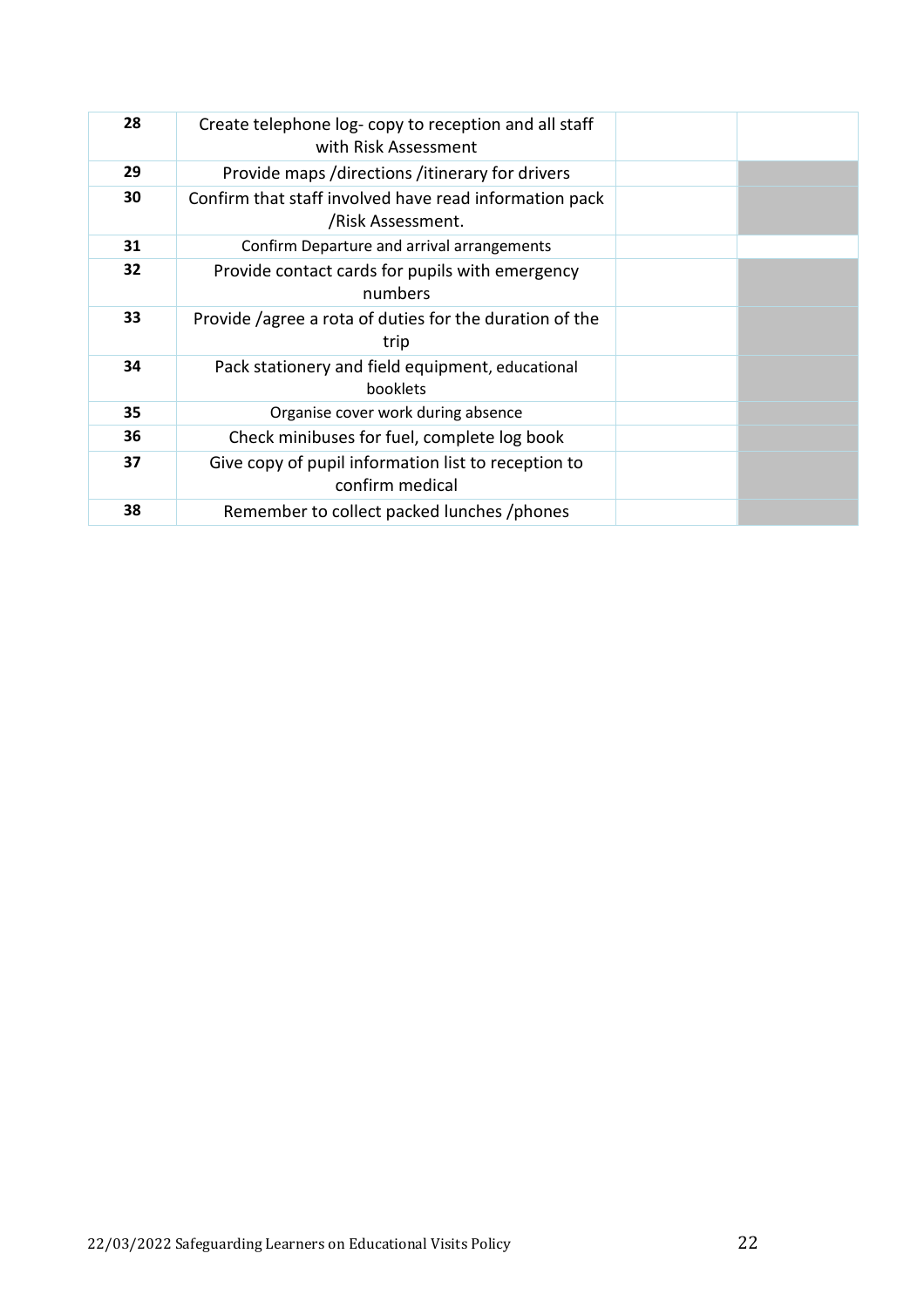| | | | |
|---|---|---|---|
| **28** | Create telephone log- copy to reception and all staff with Risk Assessment | | |
| **29** | Provide maps /directions /itinerary for drivers | | |
| **30** | Confirm that staff involved have read information pack /Risk Assessment. | | |
| **31** | Confirm Departure and arrival arrangements | | |
| **32** | Provide contact cards for pupils with emergency numbers | | |
| **33** | Provide /agree a rota of duties for the duration of the trip | | |
| **34** | Pack stationery and field equipment, educational booklets | | |
| **35** | Organise cover work during absence | | |
| **36** | Check minibuses for fuel, complete log book | | |
| **37** | Give copy of pupil information list to reception to confirm medical | | |
| **38** | Remember to collect packed lunches /phones | | |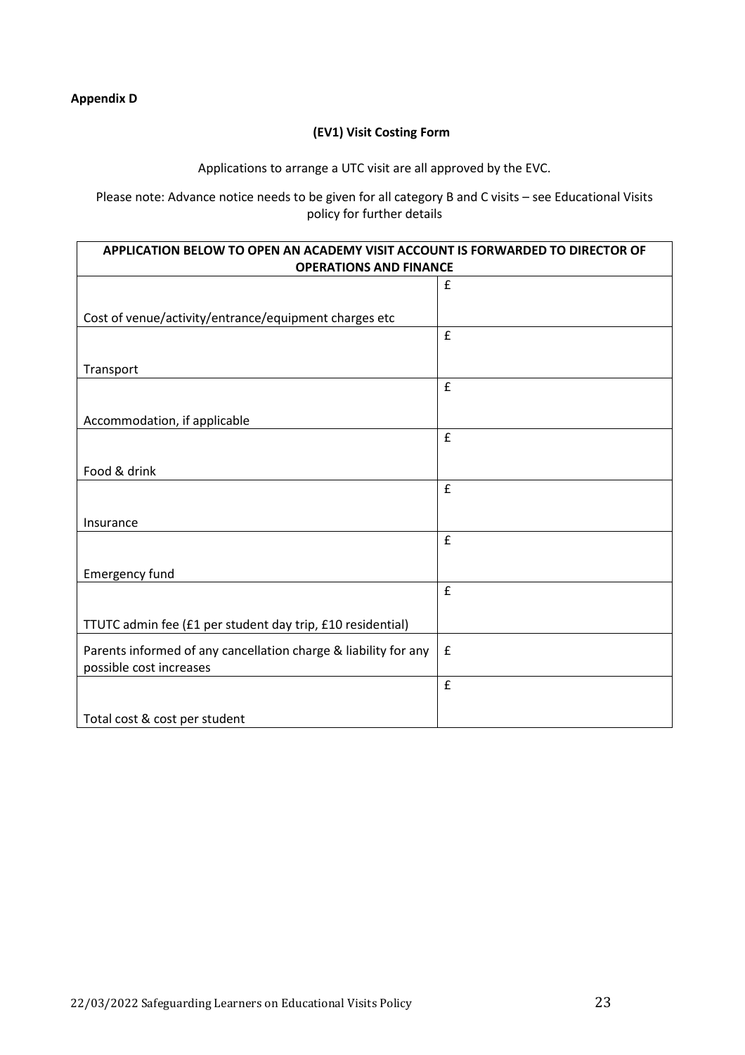**Appendix D**

**(EV1) Visit Costing Form**

Applications to arrange a UTC visit are all approved by the EVC.

Please note: Advance notice needs to be given for all category B and C visits – see Educational Visits policy for further details

| **APPLICATION BELOW TO OPEN AN ACADEMY VISIT ACCOUNT IS FORWARDED TO DIRECTOR OF OPERATIONS AND FINANCE** | |
|---|---|
| Cost of venue/activity/entrance/equipment charges etc | £ |
| Transport | £ |
| Accommodation, if applicable | £ |
| Food & drink | £ |
| Insurance | £ |
| Emergency fund | £ |
| TTUTC admin fee (£1 per student day trip, £10 residential) | £ |
| Parents informed of any cancellation charge & liability for any possible cost increases | £ |
| Total cost & cost per student | £ |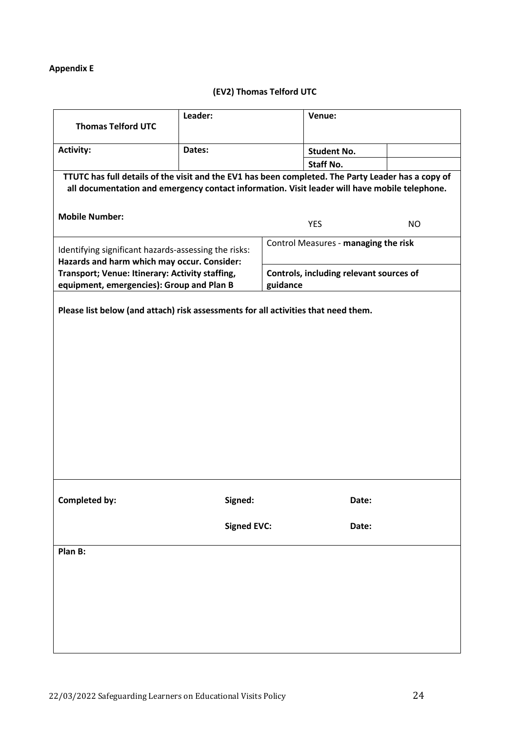**Appendix E**

**(EV2) Thomas Telford UTC**

| **Thomas Telford UTC** | **Leader:** | | **Venue:** | |
|---|---|---|---|---|
| **Activity:** | **Dates:** | | **Student No.** | |
| | | | **Staff No.** | |

**TTUTC has full details of the visit and the EV1 has been completed. The Party Leader has a copy of all documentation and emergency contact information. Visit leader will have mobile telephone.**

**Mobile Number:** YES NO

| Identifying significant hazards-assessing the risks: **Hazards and harm which may occur. Consider: Transport; Venue: Itinerary: Activity staffing, equipment, emergencies): Group and Plan B** | Control Measures - **managing the risk** **Controls, including relevant sources of guidance** |
|---|---|

**Please list below (and attach) risk assessments for all activities that need them.**

| **Completed by:** | **Signed:** | **Date:** |
|---|---|---|
| | **Signed EVC:** | **Date:** |

**Plan B:**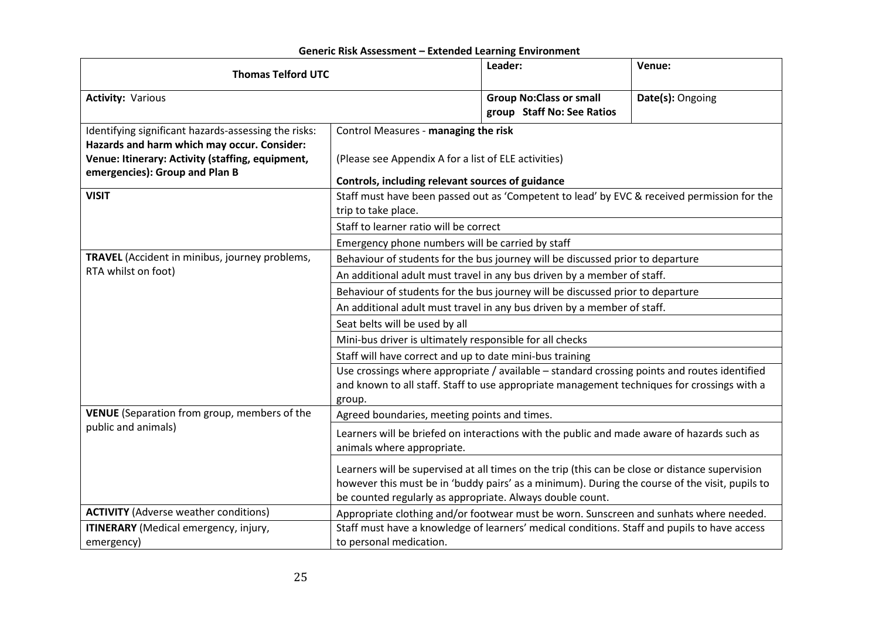**Generic Risk Assessment – Extended Learning Environment**

| **Thomas Telford UTC** | | **Leader:** | **Venue:** |
|---|---|---|---|
| **Activity:** Various | | **Group No:Class or small group Staff No: See Ratios** | **Date(s):** Ongoing |
| Identifying significant hazards-assessing the risks: **Hazards and harm which may occur. Consider: Venue: Itinerary: Activity (staffing, equipment, emergencies): Group and Plan B** | Control Measures - **managing the risk**<br><br>(Please see Appendix A for a list of ELE activities)<br><br>**Controls, including relevant sources of guidance** | | |
| **VISIT** | Staff must have been passed out as 'Competent to lead' by EVC & received permission for the trip to take place. | | |
| | Staff to learner ratio will be correct | | |
| | Emergency phone numbers will be carried by staff | | |
| **TRAVEL** (Accident in minibus, journey problems, RTA whilst on foot) | Behaviour of students for the bus journey will be discussed prior to departure | | |
| | An additional adult must travel in any bus driven by a member of staff. | | |
| | Behaviour of students for the bus journey will be discussed prior to departure | | |
| | An additional adult must travel in any bus driven by a member of staff. | | |
| | Seat belts will be used by all | | |
| | Mini-bus driver is ultimately responsible for all checks | | |
| | Staff will have correct and up to date mini-bus training | | |
| | Use crossings where appropriate / available – standard crossing points and routes identified and known to all staff. Staff to use appropriate management techniques for crossings with a group. | | |
| **VENUE** (Separation from group, members of the public and animals) | Agreed boundaries, meeting points and times. | | |
| | Learners will be briefed on interactions with the public and made aware of hazards such as animals where appropriate. | | |
| | Learners will be supervised at all times on the trip (this can be close or distance supervision however this must be in 'buddy pairs' as a minimum). During the course of the visit, pupils to be counted regularly as appropriate. Always double count. | | |
| **ACTIVITY** (Adverse weather conditions) | Appropriate clothing and/or footwear must be worn. Sunscreen and sunhats where needed. | | |
| **ITINERARY** (Medical emergency, injury, emergency) | Staff must have a knowledge of learners' medical conditions. Staff and pupils to have access to personal medication. | | |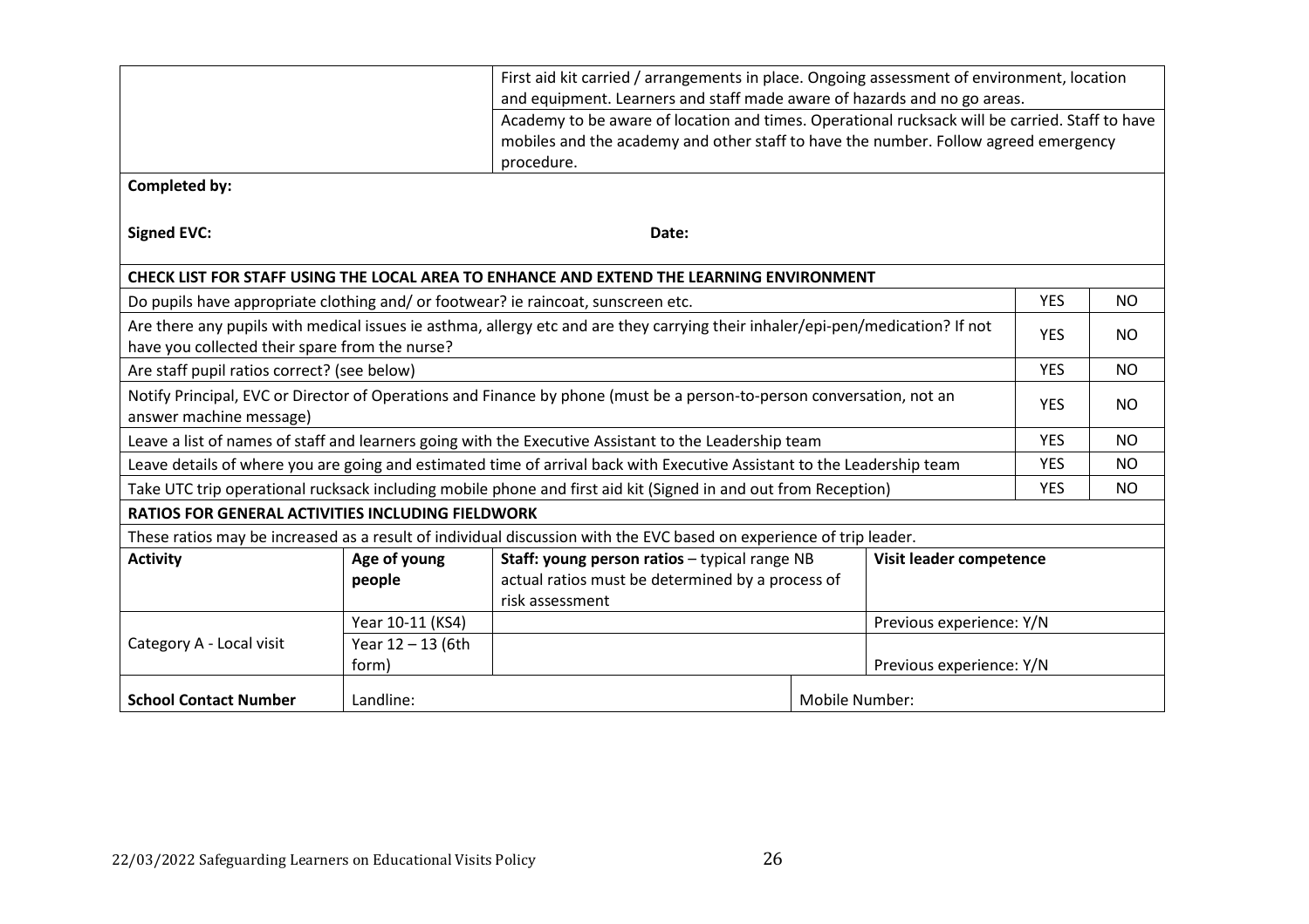| | | |
|---|---|---|
| | | First aid kit carried / arrangements in place. Ongoing assessment of environment, location and equipment. Learners and staff made aware of hazards and no go areas. |
| | | Academy to be aware of location and times. Operational rucksack will be carried. Staff to have mobiles and the academy and other staff to have the number. Follow agreed emergency procedure. |

**Completed by:**

**Signed EVC:** **Date:**

| CHECK LIST FOR STAFF USING THE LOCAL AREA TO ENHANCE AND EXTEND THE LEARNING ENVIRONMENT | | |
|---|---|---|
| Do pupils have appropriate clothing and/ or footwear? ie raincoat, sunscreen etc. | YES | NO |
| Are there any pupils with medical issues ie asthma, allergy etc and are they carrying their inhaler/epi-pen/medication? If not have you collected their spare from the nurse? | YES | NO |
| Are staff pupil ratios correct? (see below) | YES | NO |
| Notify Principal, EVC or Director of Operations and Finance by phone (must be a person-to-person conversation, not an answer machine message) | YES | NO |
| Leave a list of names of staff and learners going with the Executive Assistant to the Leadership team | YES | NO |
| Leave details of where you are going and estimated time of arrival back with Executive Assistant to the Leadership team | YES | NO |
| Take UTC trip operational rucksack including mobile phone and first aid kit (Signed in and out from Reception) | YES | NO |

**RATIOS FOR GENERAL ACTIVITIES INCLUDING FIELDWORK**

These ratios may be increased as a result of individual discussion with the EVC based on experience of trip leader.

| **Activity** | **Age of young people** | **Staff: young person ratios** – typical range NB actual ratios must be determined by a process of risk assessment | **Visit leader competence** |
|---|---|---|---|
| Category A - Local visit | Year 10-11 (KS4) | | Previous experience: Y/N |
| | Year 12 – 13 (6th form) | | Previous experience: Y/N |
| **School Contact Number** | Landline: | | Mobile Number: |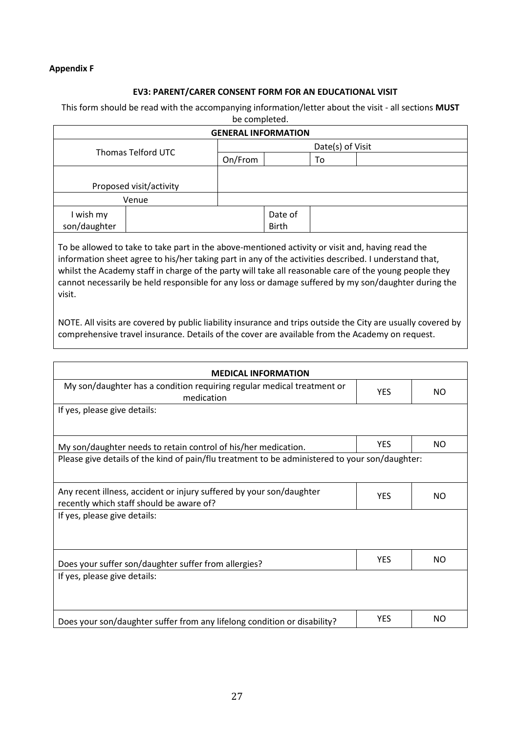**Appendix F**

**EV3: PARENT/CARER CONSENT FORM FOR AN EDUCATIONAL VISIT**

This form should be read with the accompanying information/letter about the visit - all sections **MUST** be completed.

| **GENERAL INFORMATION** | | | | | |
|---|---|---|---|---|---|
| Thomas Telford UTC | | Date(s) of Visit | | | |
| | | On/From | | To | |
| Proposed visit/activity | | | | | |
| Venue | | | | | |
| I wish my son/daughter | | | Date of Birth | | |

To be allowed to take to take part in the above-mentioned activity or visit and, having read the information sheet agree to his/her taking part in any of the activities described. I understand that, whilst the Academy staff in charge of the party will take all reasonable care of the young people they cannot necessarily be held responsible for any loss or damage suffered by my son/daughter during the visit.

NOTE. All visits are covered by public liability insurance and trips outside the City are usually covered by comprehensive travel insurance. Details of the cover are available from the Academy on request.

| **MEDICAL INFORMATION** | | |
|---|---|---|
| My son/daughter has a condition requiring regular medical treatment or medication | YES | NO |
| If yes, please give details: | | |
| My son/daughter needs to retain control of his/her medication. | YES | NO |
| Please give details of the kind of pain/flu treatment to be administered to your son/daughter: | | |
| Any recent illness, accident or injury suffered by your son/daughter recently which staff should be aware of? | YES | NO |
| If yes, please give details: | | |
| Does your suffer son/daughter suffer from allergies? | YES | NO |
| If yes, please give details: | | |
| Does your son/daughter suffer from any lifelong condition or disability? | YES | NO |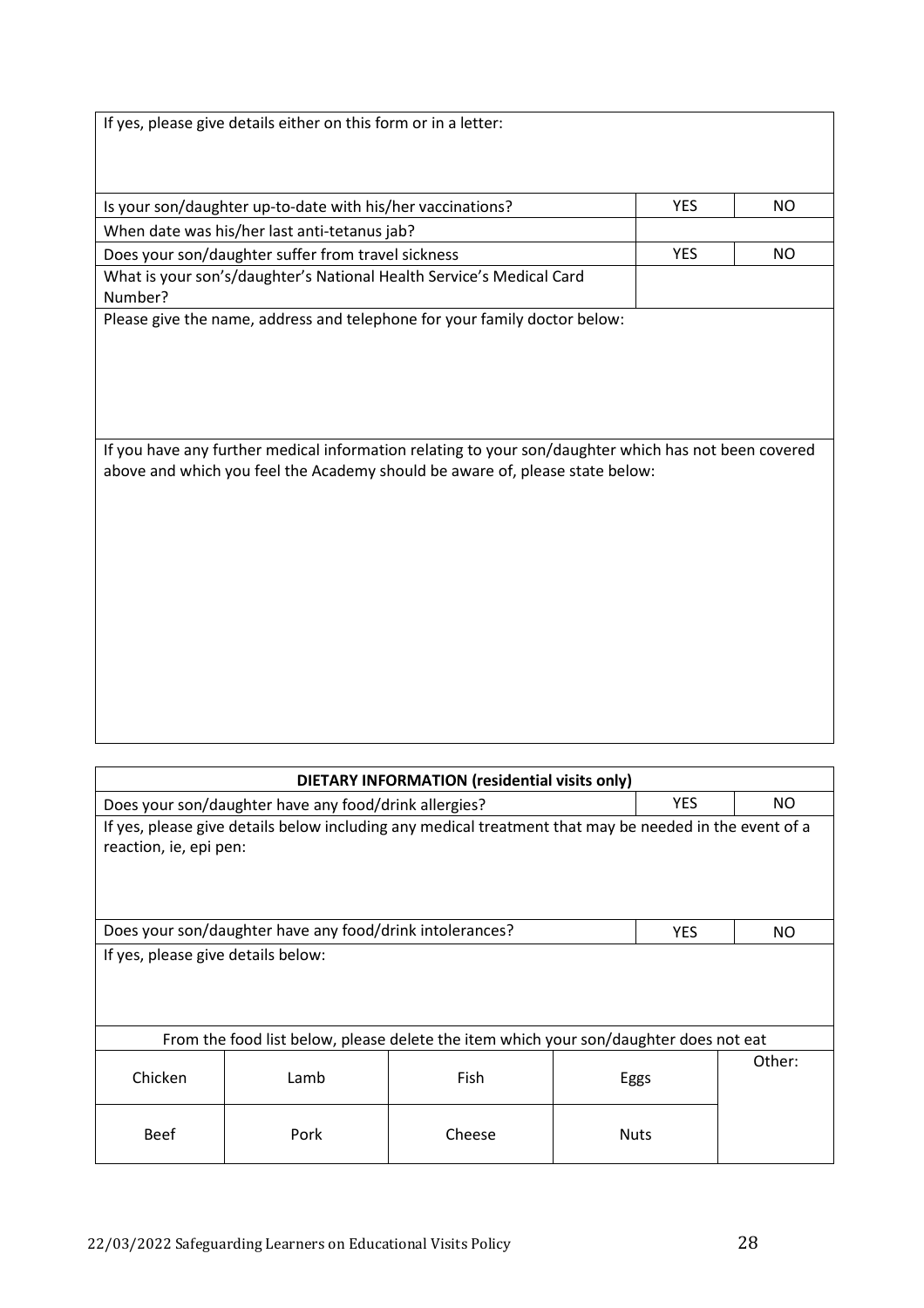| If yes, please give details either on this form or in a letter: | | |
|---|---|---|
| Is your son/daughter up-to-date with his/her vaccinations? | YES | NO |
| When date was his/her last anti-tetanus jab? | | |
| Does your son/daughter suffer from travel sickness | YES | NO |
| What is your son's/daughter's National Health Service's Medical Card Number? | | |
| Please give the name, address and telephone for your family doctor below: | | |
| If you have any further medical information relating to your son/daughter which has not been covered above and which you feel the Academy should be aware of, please state below: | | |

| DIETARY INFORMATION (residential visits only) | | | | |
|---|---|---|---|---|
| Does your son/daughter have any food/drink allergies? | | | YES | NO |
| If yes, please give details below including any medical treatment that may be needed in the event of a reaction, ie, epi pen: | | | | |
| Does your son/daughter have any food/drink intolerances? | | | YES | NO |
| If yes, please give details below: | | | | |
| From the food list below, please delete the item which your son/daughter does not eat | | | | |
| Chicken | Lamb | Fish | Eggs | Other: |
| Beef | Pork | Cheese | Nuts | |

22/03/2022 Safeguarding Learners on Educational Visits Policy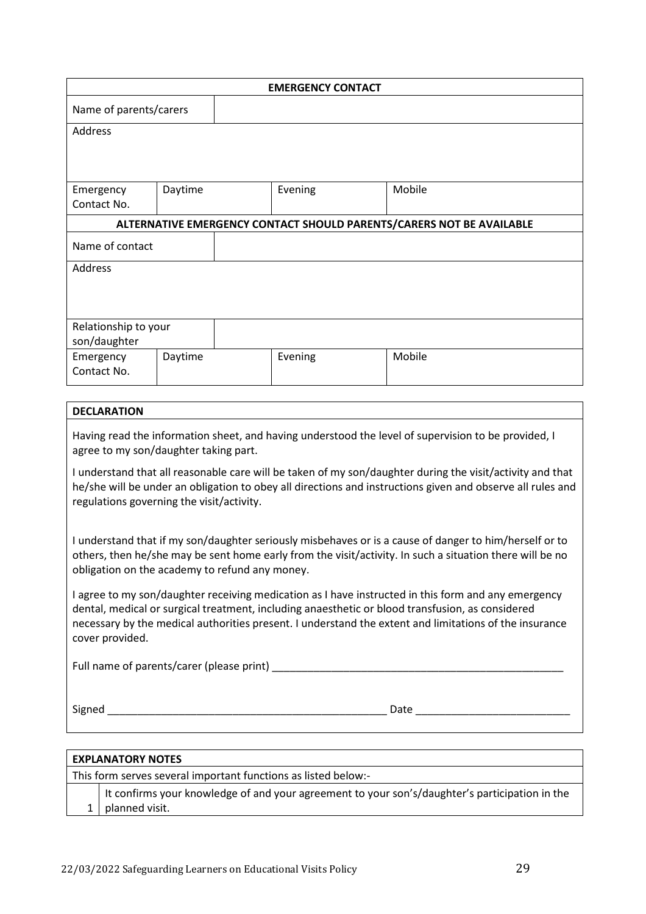| EMERGENCY CONTACT | | | | |
|---|---|---|---|---|
| Name of parents/carers | | | | |
| Address | | | | |
| Emergency Contact No. | Daytime | | Evening | Mobile |
| **ALTERNATIVE EMERGENCY CONTACT SHOULD PARENTS/CARERS NOT BE AVAILABLE** | | | | |
| Name of contact | | | | |
| Address | | | | |
| Relationship to your son/daughter | | | | |
| Emergency Contact No. | Daytime | | Evening | Mobile |

**DECLARATION**

Having read the information sheet, and having understood the level of supervision to be provided, I agree to my son/daughter taking part.

I understand that all reasonable care will be taken of my son/daughter during the visit/activity and that he/she will be under an obligation to obey all directions and instructions given and observe all rules and regulations governing the visit/activity.

I understand that if my son/daughter seriously misbehaves or is a cause of danger to him/herself or to others, then he/she may be sent home early from the visit/activity. In such a situation there will be no obligation on the academy to refund any money.

I agree to my son/daughter receiving medication as I have instructed in this form and any emergency dental, medical or surgical treatment, including anaesthetic or blood transfusion, as considered necessary by the medical authorities present. I understand the extent and limitations of the insurance cover provided.

Full name of parents/carer (please print) ___________________________________________________

Signed _________________________________________________ Date __________________________

| EXPLANATORY NOTES | |
|---|---|
| This form serves several important functions as listed below:- | |
| 1 | It confirms your knowledge of and your agreement to your son's/daughter's participation in the planned visit. |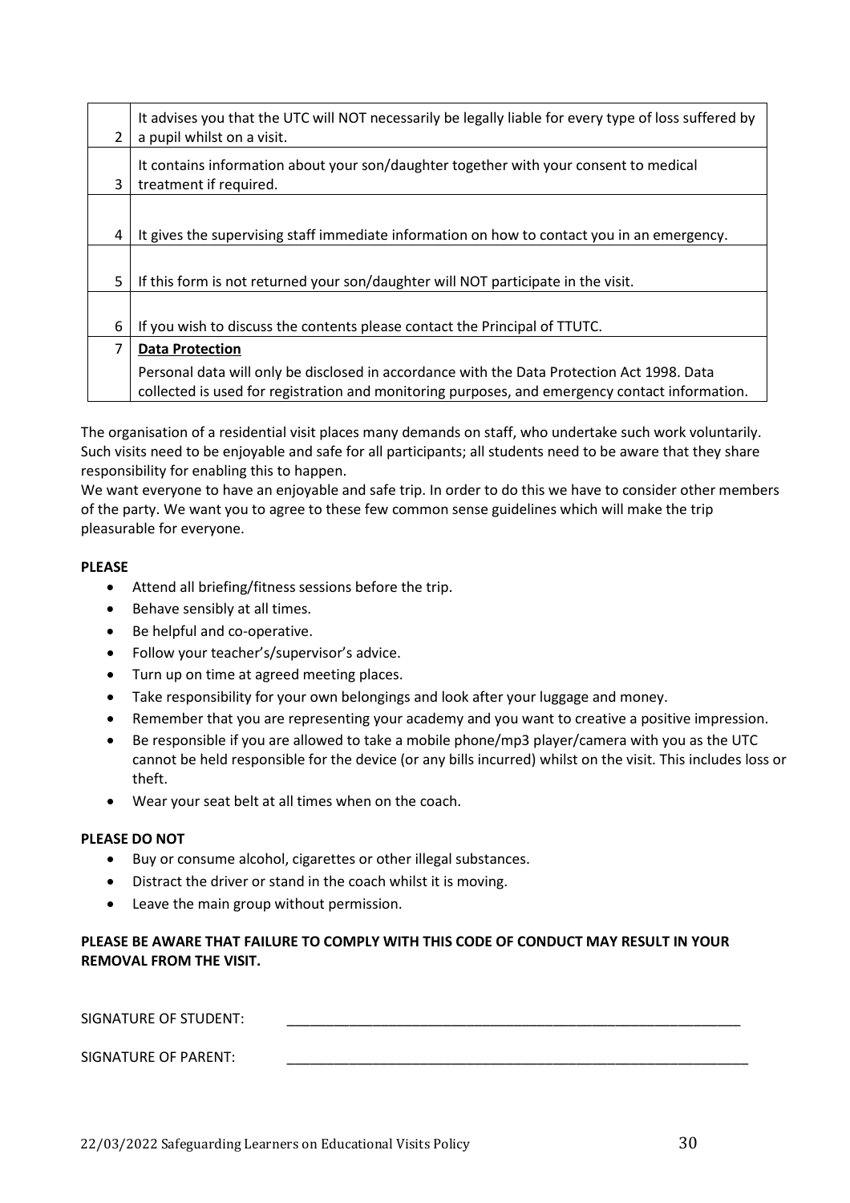| | |
|---|---|
| 2 | It advises you that the UTC will NOT necessarily be legally liable for every type of loss suffered by a pupil whilst on a visit. |
| 3 | It contains information about your son/daughter together with your consent to medical treatment if required. |
| 4 | It gives the supervising staff immediate information on how to contact you in an emergency. |
| 5 | If this form is not returned your son/daughter will NOT participate in the visit. |
| 6 | If you wish to discuss the contents please contact the Principal of TTUTC. |
| 7 | **Data Protection**<br>Personal data will only be disclosed in accordance with the Data Protection Act 1998. Data collected is used for registration and monitoring purposes, and emergency contact information. |

The organisation of a residential visit places many demands on staff, who undertake such work voluntarily. Such visits need to be enjoyable and safe for all participants; all students need to be aware that they share responsibility for enabling this to happen.

We want everyone to have an enjoyable and safe trip. In order to do this we have to consider other members of the party. We want you to agree to these few common sense guidelines which will make the trip pleasurable for everyone.

**PLEASE**

- Attend all briefing/fitness sessions before the trip.
- Behave sensibly at all times.
- Be helpful and co-operative.
- Follow your teacher's/supervisor's advice.
- Turn up on time at agreed meeting places.
- Take responsibility for your own belongings and look after your luggage and money.
- Remember that you are representing your academy and you want to creative a positive impression.
- Be responsible if you are allowed to take a mobile phone/mp3 player/camera with you as the UTC cannot be held responsible for the device (or any bills incurred) whilst on the visit. This includes loss or theft.
- Wear your seat belt at all times when on the coach.

**PLEASE DO NOT**

- Buy or consume alcohol, cigarettes or other illegal substances.
- Distract the driver or stand in the coach whilst it is moving.
- Leave the main group without permission.

**PLEASE BE AWARE THAT FAILURE TO COMPLY WITH THIS CODE OF CONDUCT MAY RESULT IN YOUR REMOVAL FROM THE VISIT.**

SIGNATURE OF STUDENT: \_\_\_\_\_\_\_\_\_\_\_\_\_\_\_\_\_\_\_\_\_\_\_\_\_\_\_\_\_\_\_\_\_\_\_\_\_\_\_\_\_\_\_\_

SIGNATURE OF PARENT: \_\_\_\_\_\_\_\_\_\_\_\_\_\_\_\_\_\_\_\_\_\_\_\_\_\_\_\_\_\_\_\_\_\_\_\_\_\_\_\_\_\_\_\_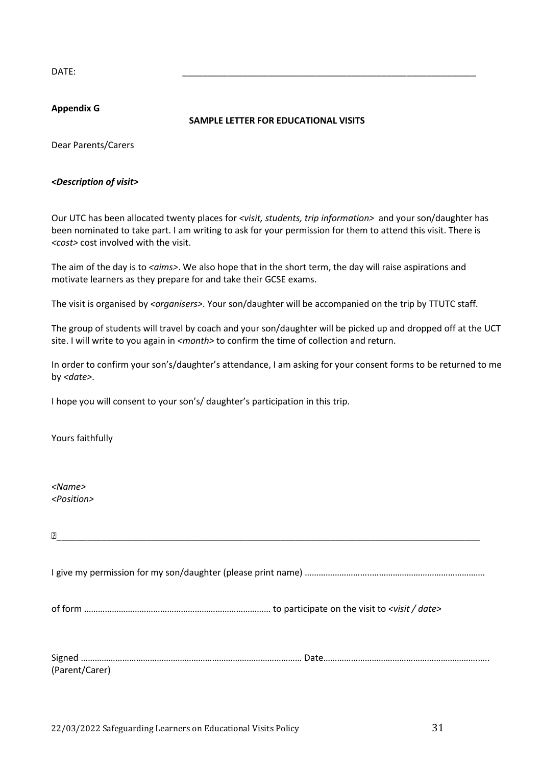DATE: \_\_\_\_\_\_\_\_\_\_\_\_\_\_\_\_\_\_\_\_\_\_\_\_\_\_\_\_\_\_\_\_\_\_\_\_\_\_\_\_\_\_\_\_\_\_\_\_\_\_\_\_\_\_\_\_\_\_\_\_

**Appendix G**

**SAMPLE LETTER FOR EDUCATIONAL VISITS**

Dear Parents/Carers

***<Description of visit>***

Our UTC has been allocated twenty places for *<visit, students, trip information>* and your son/daughter has been nominated to take part. I am writing to ask for your permission for them to attend this visit. There is *<cost>* cost involved with the visit.

The aim of the day is to *<aims>*. We also hope that in the short term, the day will raise aspirations and motivate learners as they prepare for and take their GCSE exams.

The visit is organised by *<organisers>*. Your son/daughter will be accompanied on the trip by TTUTC staff.

The group of students will travel by coach and your son/daughter will be picked up and dropped off at the UCT site. I will write to you again in *<month>* to confirm the time of collection and return.

In order to confirm your son's/daughter's attendance, I am asking for your consent forms to be returned to me by *<date>*.

I hope you will consent to your son's/ daughter's participation in this trip.

Yours faithfully

*<Name>*
*<Position>*

\_\_\_\_\_\_\_\_\_\_\_\_\_\_\_\_\_\_\_\_\_\_\_\_\_\_\_\_\_\_\_\_\_\_\_\_\_\_\_\_\_\_\_\_\_\_\_\_\_\_\_\_\_\_\_\_\_\_\_\_\_\_\_\_\_\_\_\_\_\_\_\_\_\_\_\_\_\_\_\_\_\_\_\_\_\_\_\_

I give my permission for my son/daughter (please print name) ……………………………………………………………………

of form ……………………………………………………………………… to participate on the visit to *<visit / date>*

Signed ……………………………………………………………………………………. Date…………………………………………………………….
(Parent/Carer)